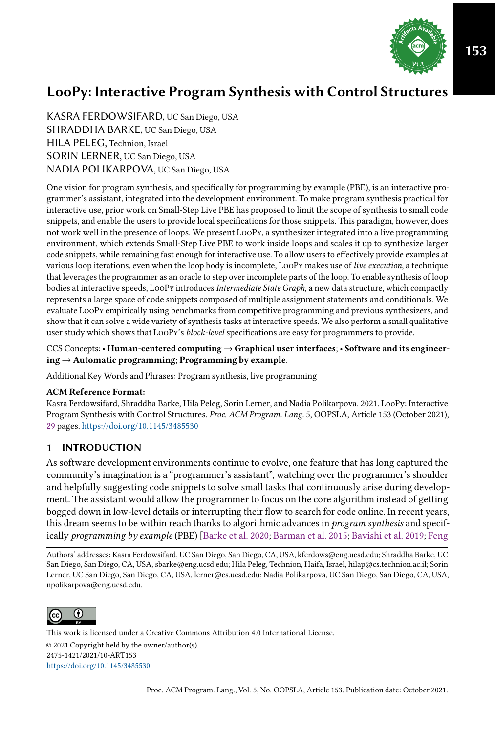# LooPy: Interactive Program Synthesis with Control Structures

KASRA FERDOWSIFARD, UC San Diego, USA
SHRADDHA BARKE, UC San Diego, USA
HILA PELEG, Technion, Israel
SORIN LERNER, UC San Diego, USA
NADIA POLIKARPOVA, UC San Diego, USA

One vision for program synthesis, and specifically for programming by example (PBE), is an interactive programmer's assistant, integrated into the development environment. To make program synthesis practical for interactive use, prior work on Small-Step Live PBE has proposed to limit the scope of synthesis to small code snippets, and enable the users to provide local specifications for those snippets. This paradigm, however, does not work well in the presence of loops. We present LooPy, a synthesizer integrated into a live programming environment, which extends Small-Step Live PBE to work inside loops and scales it up to synthesize larger code snippets, while remaining fast enough for interactive use. To allow users to effectively provide examples at various loop iterations, even when the loop body is incomplete, LooPy makes use of *live execution*, a technique that leverages the programmer as an oracle to step over incomplete parts of the loop. To enable synthesis of loop bodies at interactive speeds, LooPy introduces *Intermediate State Graph*, a new data structure, which compactly represents a large space of code snippets composed of multiple assignment statements and conditionals. We evaluate LooPy empirically using benchmarks from competitive programming and previous synthesizers, and show that it can solve a wide variety of synthesis tasks at interactive speeds. We also perform a small qualitative user study which shows that LooPy's *block-level* specifications are easy for programmers to provide.

CCS Concepts: • **Human-centered computing → Graphical user interfaces**; • **Software and its engineering → Automatic programming**; **Programming by example**.

Additional Key Words and Phrases: Program synthesis, live programming

**ACM Reference Format:**
Kasra Ferdowsifard, Shraddha Barke, Hila Peleg, Sorin Lerner, and Nadia Polikarpova. 2021. LooPy: Interactive Program Synthesis with Control Structures. *Proc. ACM Program. Lang.* 5, OOPSLA, Article 153 (October 2021), 29 pages. https://doi.org/10.1145/3485530

## 1 INTRODUCTION

As software development environments continue to evolve, one feature that has long captured the community's imagination is a "programmer's assistant", watching over the programmer's shoulder and helpfully suggesting code snippets to solve small tasks that continuously arise during development. The assistant would allow the programmer to focus on the core algorithm instead of getting bogged down in low-level details or interrupting their flow to search for code online. In recent years, this dream seems to be within reach thanks to algorithmic advances in *program synthesis* and specifically *programming by example* (PBE) [Barke et al. 2020; Barman et al. 2015; Bavishi et al. 2019; Feng

Authors' addresses: Kasra Ferdowsifard, UC San Diego, San Diego, CA, USA, kferdows@eng.ucsd.edu; Shraddha Barke, UC San Diego, San Diego, CA, USA, sbarke@eng.ucsd.edu; Hila Peleg, Technion, Haifa, Israel, hilap@cs.technion.ac.il; Sorin Lerner, UC San Diego, San Diego, CA, USA, lerner@cs.ucsd.edu; Nadia Polikarpova, UC San Diego, San Diego, CA, USA, npolikarpova@eng.ucsd.edu.

This work is licensed under a Creative Commons Attribution 4.0 International License.
© 2021 Copyright held by the owner/author(s).
2475-1421/2021/10-ART153
https://doi.org/10.1145/3485530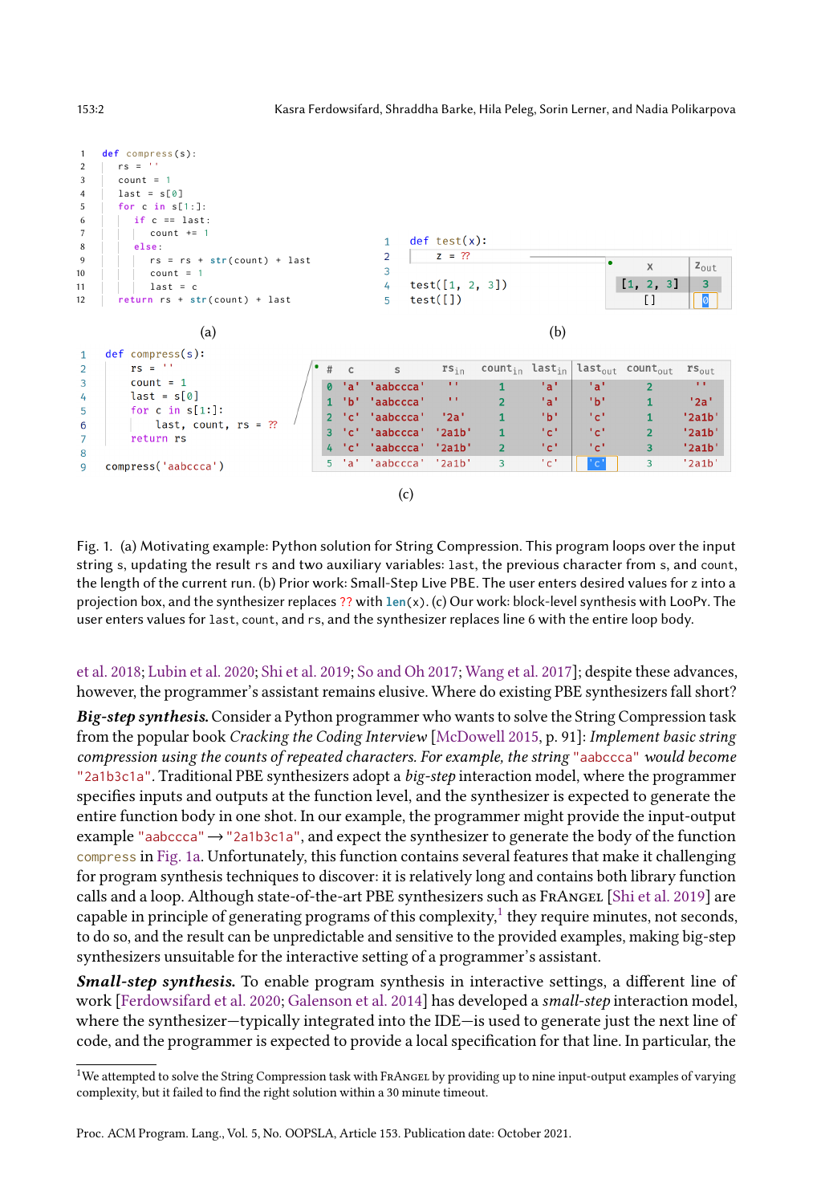```python
def compress(s):
    rs = ''
    count = 1
    last = s[0]
    for c in s[1:]:
        if c == last:
            count += 1
        else:
            rs = rs + str(count) + last
            count = 1
            last = c
    return rs + str(count) + last
```

(a)

```python
def test(x):
    z = ??

test([1, 2, 3])
test([])
```

| x | $z_{out}$ |
|---|---|
| [1, 2, 3] | 3 |
| [] | 0 |

(b)

```python
def compress(s):
    rs = ''
    count = 1
    last = s[0]
    for c in s[1:]:
        last, count, rs = ??
    return rs

compress('aabccca')
```

| # | c | s | $rs_{in}$ | $count_{in}$ | $last_{in}$ | $last_{out}$ | $count_{out}$ | $rs_{out}$ |
|---|---|---|---|---|---|---|---|---|
| 0 | 'a' | 'aabccca' | '' | 1 | 'a' | 'a' | 2 | '' |
| 1 | 'b' | 'aabccca' | '' | 2 | 'a' | 'b' | 1 | '2a' |
| 2 | 'c' | 'aabccca' | '2a' | 1 | 'b' | 'c' | 1 | '2a1b' |
| 3 | 'c' | 'aabccca' | '2a1b' | 1 | 'c' | 'c' | 2 | '2a1b' |
| 4 | 'c' | 'aabccca' | '2a1b' | 2 | 'c' | 'c' | 3 | '2a1b' |
| 5 | 'a' | 'aabccca' | '2a1b' | 3 | 'c' | 'c' | 3 | '2a1b' |

(c)

Fig. 1. (a) Motivating example: Python solution for String Compression. This program loops over the input string s, updating the result rs and two auxiliary variables: last, the previous character from s, and count, the length of the current run. (b) Prior work: Small-Step Live PBE. The user enters desired values for z into a projection box, and the synthesizer replaces ?? with len(x). (c) Our work: block-level synthesis with LooPy. The user enters values for last, count, and rs, and the synthesizer replaces line 6 with the entire loop body.

et al. 2018; Lubin et al. 2020; Shi et al. 2019; So and Oh 2017; Wang et al. 2017]; despite these advances, however, the programmer's assistant remains elusive. Where do existing PBE synthesizers fall short?

***Big-step synthesis.*** Consider a Python programmer who wants to solve the String Compression task from the popular book *Cracking the Coding Interview* [McDowell 2015, p. 91]: *Implement basic string compression using the counts of repeated characters. For example, the string* "aabccca" *would become* "2a1b3c1a". Traditional PBE synthesizers adopt a *big-step* interaction model, where the programmer specifies inputs and outputs at the function level, and the synthesizer is expected to generate the entire function body in one shot. In our example, the programmer might provide the input-output example "aabccca" → "2a1b3c1a", and expect the synthesizer to generate the body of the function compress in Fig. 1a. Unfortunately, this function contains several features that make it challenging for program synthesis techniques to discover: it is relatively long and contains both library function calls and a loop. Although state-of-the-art PBE synthesizers such as FrAngel [Shi et al. 2019] are capable in principle of generating programs of this complexity,[1] they require minutes, not seconds, to do so, and the result can be unpredictable and sensitive to the provided examples, making big-step synthesizers unsuitable for the interactive setting of a programmer's assistant.

***Small-step synthesis.*** To enable program synthesis in interactive settings, a different line of work [Ferdowsifard et al. 2020; Galenson et al. 2014] has developed a *small-step* interaction model, where the synthesizer—typically integrated into the IDE—is used to generate just the next line of code, and the programmer is expected to provide a local specification for that line. In particular, the

[1] We attempted to solve the String Compression task with FrAngel by providing up to nine input-output examples of varying complexity, but it failed to find the right solution within a 30 minute timeout.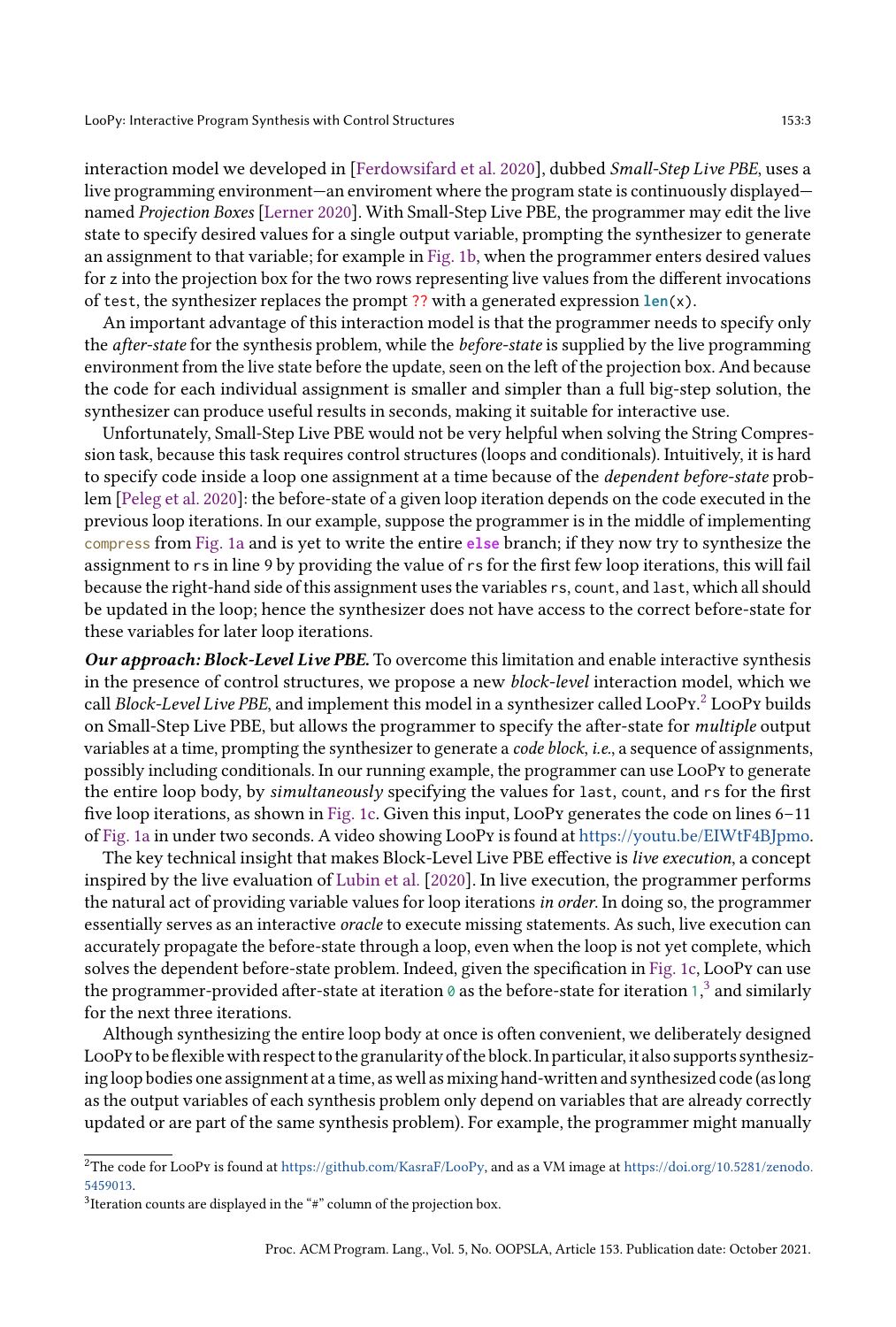interaction model we developed in [Ferdowsifard et al. 2020], dubbed *Small-Step Live PBE*, uses a live programming environment—an enviroment where the program state is continuously displayed—named *Projection Boxes* [Lerner 2020]. With Small-Step Live PBE, the programmer may edit the live state to specify desired values for a single output variable, prompting the synthesizer to generate an assignment to that variable; for example in Fig. 1b, when the programmer enters desired values for `z` into the projection box for the two rows representing live values from the different invocations of `test`, the synthesizer replaces the prompt `??` with a generated expression `len(x)`.

An important advantage of this interaction model is that the programmer needs to specify only the *after-state* for the synthesis problem, while the *before-state* is supplied by the live programming environment from the live state before the update, seen on the left of the projection box. And because the code for each individual assignment is smaller and simpler than a full big-step solution, the synthesizer can produce useful results in seconds, making it suitable for interactive use.

Unfortunately, Small-Step Live PBE would not be very helpful when solving the String Compression task, because this task requires control structures (loops and conditionals). Intuitively, it is hard to specify code inside a loop one assignment at a time because of the *dependent before-state* problem [Peleg et al. 2020]: the before-state of a given loop iteration depends on the code executed in the previous loop iterations. In our example, suppose the programmer is in the middle of implementing `compress` from Fig. 1a and is yet to write the entire **`else`** branch; if they now try to synthesize the assignment to `rs` in line 9 by providing the value of `rs` for the first few loop iterations, this will fail because the right-hand side of this assignment uses the variables `rs`, `count`, and `last`, which all should be updated in the loop; hence the synthesizer does not have access to the correct before-state for these variables for later loop iterations.

***Our approach: Block-Level Live PBE.*** To overcome this limitation and enable interactive synthesis in the presence of control structures, we propose a new *block-level* interaction model, which we call *Block-Level Live PBE*, and implement this model in a synthesizer called LooPy.[2] LooPy builds on Small-Step Live PBE, but allows the programmer to specify the after-state for *multiple* output variables at a time, prompting the synthesizer to generate a *code block*, *i.e.*, a sequence of assignments, possibly including conditionals. In our running example, the programmer can use LooPy to generate the entire loop body, by *simultaneously* specifying the values for `last`, `count`, and `rs` for the first five loop iterations, as shown in Fig. 1c. Given this input, LooPy generates the code on lines 6–11 of Fig. 1a in under two seconds. A video showing LooPy is found at https://youtu.be/EIWtF4BJpmo.

The key technical insight that makes Block-Level Live PBE effective is *live execution*, a concept inspired by the live evaluation of Lubin et al. [2020]. In live execution, the programmer performs the natural act of providing variable values for loop iterations *in order*. In doing so, the programmer essentially serves as an interactive *oracle* to execute missing statements. As such, live execution can accurately propagate the before-state through a loop, even when the loop is not yet complete, which solves the dependent before-state problem. Indeed, given the specification in Fig. 1c, LooPy can use the programmer-provided after-state at iteration `0` as the before-state for iteration `1`,[3] and similarly for the next three iterations.

Although synthesizing the entire loop body at once is often convenient, we deliberately designed LooPy to be flexible with respect to the granularity of the block. In particular, it also supports synthesizing loop bodies one assignment at a time, as well as mixing hand-written and synthesized code (as long as the output variables of each synthesis problem only depend on variables that are already correctly updated or are part of the same synthesis problem). For example, the programmer might manually

---

[2] The code for LooPy is found at https://github.com/KasraF/LooPy, and as a VM image at https://doi.org/10.5281/zenodo.5459013.

[3] Iteration counts are displayed in the "#" column of the projection box.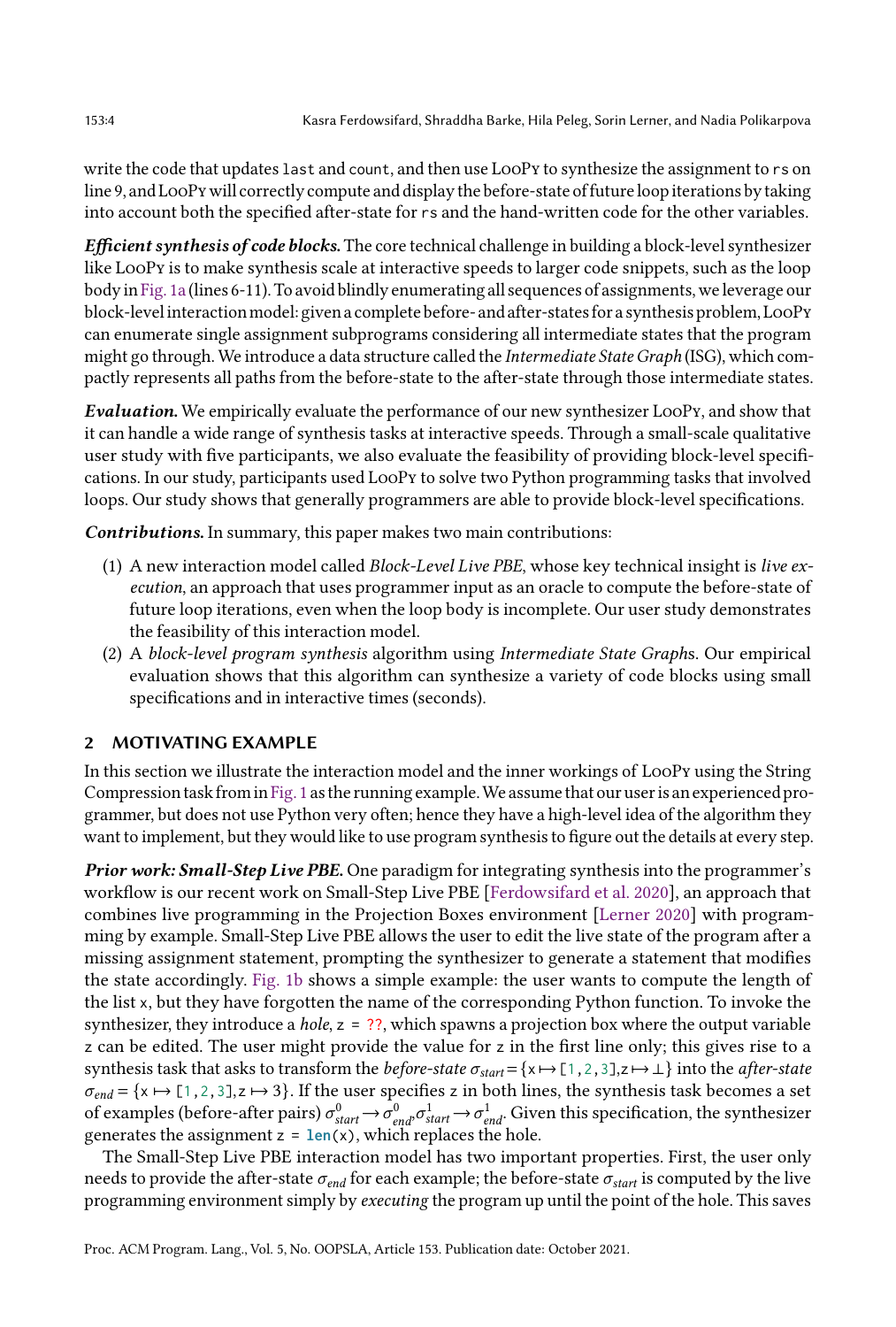write the code that updates `last` and `count`, and then use LooPy to synthesize the assignment to `rs` on line 9, and LooPy will correctly compute and display the before-state of future loop iterations by taking into account both the specified after-state for `rs` and the hand-written code for the other variables.

***Efficient synthesis of code blocks.*** The core technical challenge in building a block-level synthesizer like LooPy is to make synthesis scale at interactive speeds to larger code snippets, such as the loop body in Fig. 1a (lines 6-11). To avoid blindly enumerating all sequences of assignments, we leverage our block-level interaction model: given a complete before- and after-states for a synthesis problem, LooPy can enumerate single assignment subprograms considering all intermediate states that the program might go through. We introduce a data structure called the *Intermediate State Graph* (ISG), which compactly represents all paths from the before-state to the after-state through those intermediate states.

***Evaluation.*** We empirically evaluate the performance of our new synthesizer LooPy, and show that it can handle a wide range of synthesis tasks at interactive speeds. Through a small-scale qualitative user study with five participants, we also evaluate the feasibility of providing block-level specifications. In our study, participants used LooPy to solve two Python programming tasks that involved loops. Our study shows that generally programmers are able to provide block-level specifications.

***Contributions.*** In summary, this paper makes two main contributions:

1. A new interaction model called *Block-Level Live PBE*, whose key technical insight is *live execution*, an approach that uses programmer input as an oracle to compute the before-state of future loop iterations, even when the loop body is incomplete. Our user study demonstrates the feasibility of this interaction model.
2. A *block-level program synthesis* algorithm using *Intermediate State Graph*s. Our empirical evaluation shows that this algorithm can synthesize a variety of code blocks using small specifications and in interactive times (seconds).

## 2 MOTIVATING EXAMPLE

In this section we illustrate the interaction model and the inner workings of LooPy using the String Compression task from in Fig. 1 as the running example. We assume that our user is an experienced programmer, but does not use Python very often; hence they have a high-level idea of the algorithm they want to implement, but they would like to use program synthesis to figure out the details at every step.

***Prior work: Small-Step Live PBE.*** One paradigm for integrating synthesis into the programmer's workflow is our recent work on Small-Step Live PBE [Ferdowsifard et al. 2020], an approach that combines live programming in the Projection Boxes environment [Lerner 2020] with programming by example. Small-Step Live PBE allows the user to edit the live state of the program after a missing assignment statement, prompting the synthesizer to generate a statement that modifies the state accordingly. Fig. 1b shows a simple example: the user wants to compute the length of the list `x`, but they have forgotten the name of the corresponding Python function. To invoke the synthesizer, they introduce a *hole*, `z = ??`, which spawns a projection box where the output variable `z` can be edited. The user might provide the value for `z` in the first line only; this gives rise to a synthesis task that asks to transform the *before-state* $\sigma_{start} = \{\texttt{x} \mapsto \texttt{[1,2,3]}, \texttt{z} \mapsto \bot\}$ into the *after-state* $\sigma_{end} = \{\texttt{x} \mapsto \texttt{[1,2,3]}, \texttt{z} \mapsto 3\}$. If the user specifies `z` in both lines, the synthesis task becomes a set of examples (before-after pairs) $\sigma^0_{start} \rightarrow \sigma^0_{end}, \sigma^1_{start} \rightarrow \sigma^1_{end}$. Given this specification, the synthesizer generates the assignment `z = len(x)`, which replaces the hole.

The Small-Step Live PBE interaction model has two important properties. First, the user only needs to provide the after-state $\sigma_{end}$ for each example; the before-state $\sigma_{start}$ is computed by the live programming environment simply by *executing* the program up until the point of the hole. This saves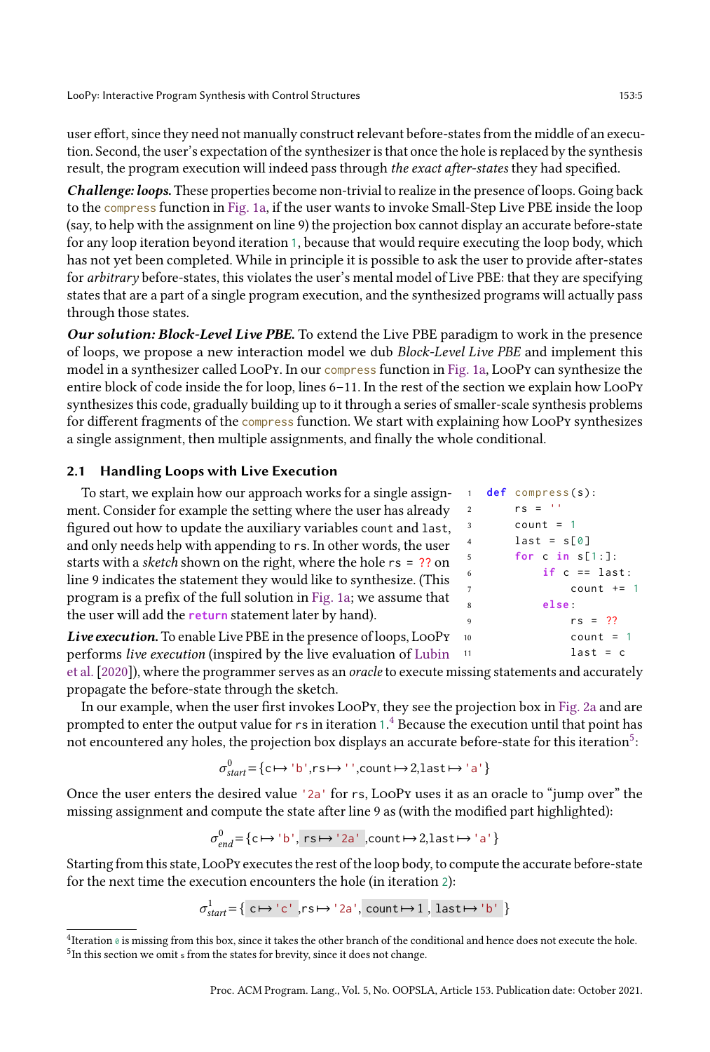user effort, since they need not manually construct relevant before-states from the middle of an execution. Second, the user's expectation of the synthesizer is that once the hole is replaced by the synthesis result, the program execution will indeed pass through *the exact after-states* they had specified.

***Challenge: loops.*** These properties become non-trivial to realize in the presence of loops. Going back to the `compress` function in Fig. 1a, if the user wants to invoke Small-Step Live PBE inside the loop (say, to help with the assignment on line 9) the projection box cannot display an accurate before-state for any loop iteration beyond iteration 1, because that would require executing the loop body, which has not yet been completed. While in principle it is possible to ask the user to provide after-states for *arbitrary* before-states, this violates the user's mental model of Live PBE: that they are specifying states that are a part of a single program execution, and the synthesized programs will actually pass through those states.

***Our solution: Block-Level Live PBE.*** To extend the Live PBE paradigm to work in the presence of loops, we propose a new interaction model we dub *Block-Level Live PBE* and implement this model in a synthesizer called LooPy. In our `compress` function in Fig. 1a, LooPy can synthesize the entire block of code inside the for loop, lines 6–11. In the rest of the section we explain how LooPy synthesizes this code, gradually building up to it through a series of smaller-scale synthesis problems for different fragments of the `compress` function. We start with explaining how LooPy synthesizes a single assignment, then multiple assignments, and finally the whole conditional.

## 2.1 Handling Loops with Live Execution

```
1  def compress(s):
2      rs = ''
3      count = 1
4      last = s[0]
5      for c in s[1:]:
6          if c == last:
7              count += 1
8          else:
9              rs = ??
10             count = 1
11             last = c
```

To start, we explain how our approach works for a single assignment. Consider for example the setting where the user has already figured out how to update the auxiliary variables count and last, and only needs help with appending to rs. In other words, the user starts with a *sketch* shown on the right, where the hole `rs = ??` on line 9 indicates the statement they would like to synthesize. (This program is a prefix of the full solution in Fig. 1a; we assume that the user will add the `return` statement later by hand).

***Live execution.*** To enable Live PBE in the presence of loops, LooPy performs *live execution* (inspired by the live evaluation of Lubin et al. [2020]), where the programmer serves as an *oracle* to execute missing statements and accurately propagate the before-state through the sketch.

In our example, when the user first invokes LooPy, they see the projection box in Fig. 2a and are prompted to enter the output value for rs in iteration 1.[4] Because the execution until that point has not encountered any holes, the projection box displays an accurate before-state for this iteration[5]:

$$\sigma^0_{start} = \{\texttt{c} \mapsto \texttt{'b'}, \texttt{rs} \mapsto \texttt{''}, \texttt{count} \mapsto 2, \texttt{last} \mapsto \texttt{'a'}\}$$

Once the user enters the desired value `'2a'` for rs, LooPy uses it as an oracle to "jump over" the missing assignment and compute the state after line 9 as (with the modified part highlighted):

$$\sigma^0_{end} = \{\texttt{c} \mapsto \texttt{'b'}, \boxed{\texttt{rs} \mapsto \texttt{'2a'}}, \texttt{count} \mapsto 2, \texttt{last} \mapsto \texttt{'a'}\}$$

Starting from this state, LooPy executes the rest of the loop body, to compute the accurate before-state for the next time the execution encounters the hole (in iteration 2):

$$\sigma^1_{start} = \{\boxed{\texttt{c} \mapsto \texttt{'c'}}, \texttt{rs} \mapsto \texttt{'2a'}, \boxed{\texttt{count} \mapsto 1}, \boxed{\texttt{last} \mapsto \texttt{'b'}}\}$$

---

[4] Iteration 0 is missing from this box, since it takes the other branch of the conditional and hence does not execute the hole.

[5] In this section we omit s from the states for brevity, since it does not change.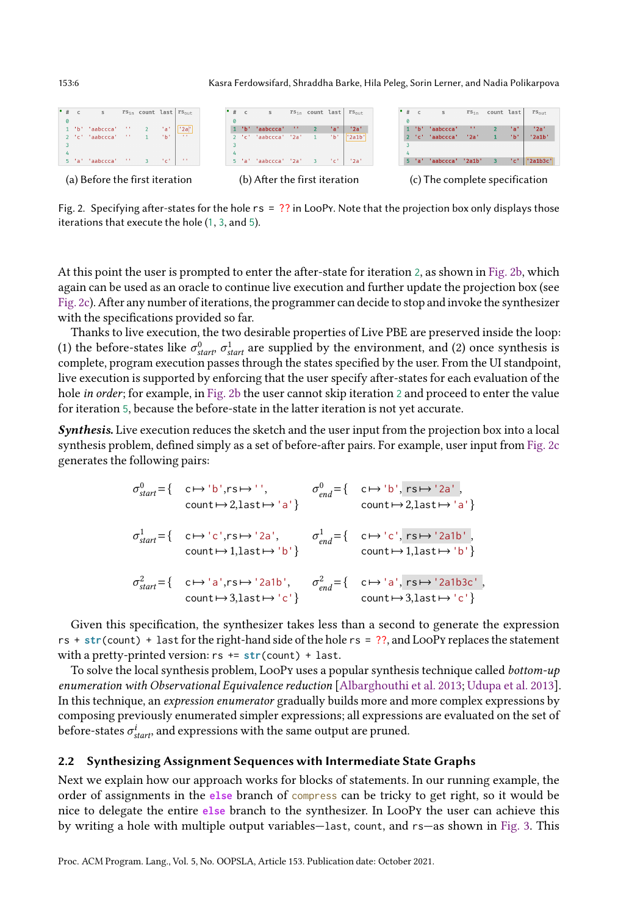| # | c | s | $rs_{in}$ | count | last | $rs_{out}$ |
|---|---|---|---|---|---|---|
| 0 | | | | | | |
| 1 | 'b' | 'aabccca' | '' | 2 | 'a' | '2a' |
| 2 | 'c' | 'aabccca' | '' | 1 | 'b' | '' |
| 3 | | | | | | |
| 4 | | | | | | |
| 5 | 'a' | 'aabccca' | '' | 3 | 'c' | '' |

(a) Before the first iteration

| # | c | s | $rs_{in}$ | count | last | $rs_{out}$ |
|---|---|---|---|---|---|---|
| 0 | | | | | | |
| 1 | 'b' | 'aabccca' | '' | 2 | 'a' | '2a' |
| 2 | 'c' | 'aabccca' | '2a' | 1 | 'b' | '2a1b' |
| 3 | | | | | | |
| 4 | | | | | | |
| 5 | 'a' | 'aabccca' | '2a' | 3 | 'c' | '2a' |

(b) After the first iteration

| # | c | s | $rs_{in}$ | count | last | $rs_{out}$ |
|---|---|---|---|---|---|---|
| 0 | | | | | | |
| 1 | 'b' | 'aabccca' | '' | 2 | 'a' | '2a' |
| 2 | 'c' | 'aabccca' | '2a' | 1 | 'b' | '2a1b' |
| 3 | | | | | | |
| 4 | | | | | | |
| 5 | 'a' | 'aabccca' | '2a1b' | 3 | 'c' | '2a1b3c' |

(c) The complete specification

Fig. 2. Specifying after-states for the hole `rs = ??` in LooPy. Note that the projection box only displays those iterations that execute the hole (1, 3, and 5).

At this point the user is prompted to enter the after-state for iteration 2, as shown in Fig. 2b, which again can be used as an oracle to continue live execution and further update the projection box (see Fig. 2c). After any number of iterations, the programmer can decide to stop and invoke the synthesizer with the specifications provided so far.

Thanks to live execution, the two desirable properties of Live PBE are preserved inside the loop: (1) the before-states like $\sigma^0_{start}$, $\sigma^1_{start}$ are supplied by the environment, and (2) once synthesis is complete, program execution passes through the states specified by the user. From the UI standpoint, live execution is supported by enforcing that the user specify after-states for each evaluation of the hole *in order*; for example, in Fig. 2b the user cannot skip iteration 2 and proceed to enter the value for iteration 5, because the before-state in the latter iteration is not yet accurate.

***Synthesis.*** Live execution reduces the sketch and the user input from the projection box into a local synthesis problem, defined simply as a set of before-after pairs. For example, user input from Fig. 2c generates the following pairs:

$$\sigma^0_{start} = \{\ \texttt{c} \mapsto \texttt{'b'}, \texttt{rs} \mapsto \texttt{''}, \texttt{count} \mapsto 2, \texttt{last} \mapsto \texttt{'a'}\ \} \qquad \sigma^0_{end} = \{\ \texttt{c} \mapsto \texttt{'b'}, \texttt{rs} \mapsto \texttt{'2a'}, \texttt{count} \mapsto 2, \texttt{last} \mapsto \texttt{'a'}\ \}$$

$$\sigma^1_{start} = \{\ \texttt{c} \mapsto \texttt{'c'}, \texttt{rs} \mapsto \texttt{'2a'}, \texttt{count} \mapsto 1, \texttt{last} \mapsto \texttt{'b'}\ \} \qquad \sigma^1_{end} = \{\ \texttt{c} \mapsto \texttt{'c'}, \texttt{rs} \mapsto \texttt{'2a1b'}, \texttt{count} \mapsto 1, \texttt{last} \mapsto \texttt{'b'}\ \}$$

$$\sigma^2_{start} = \{\ \texttt{c} \mapsto \texttt{'a'}, \texttt{rs} \mapsto \texttt{'2a1b'}, \texttt{count} \mapsto 3, \texttt{last} \mapsto \texttt{'c'}\ \} \qquad \sigma^2_{end} = \{\ \texttt{c} \mapsto \texttt{'a'}, \texttt{rs} \mapsto \texttt{'2a1b3c'}, \texttt{count} \mapsto 3, \texttt{last} \mapsto \texttt{'c'}\ \}$$

Given this specification, the synthesizer takes less than a second to generate the expression `rs + str(count) + last` for the right-hand side of the hole `rs = ??`, and LooPy replaces the statement with a pretty-printed version: `rs += str(count) + last`.

To solve the local synthesis problem, LooPy uses a popular synthesis technique called *bottom-up enumeration with Observational Equivalence reduction* [Albarghouthi et al. 2013; Udupa et al. 2013]. In this technique, an *expression enumerator* gradually builds more and more complex expressions by composing previously enumerated simpler expressions; all expressions are evaluated on the set of before-states $\sigma^i_{start}$, and expressions with the same output are pruned.

## 2.2 Synthesizing Assignment Sequences with Intermediate State Graphs

Next we explain how our approach works for blocks of statements. In our running example, the order of assignments in the `else` branch of `compress` can be tricky to get right, so it would be nice to delegate the entire `else` branch to the synthesizer. In LooPy the user can achieve this by writing a hole with multiple output variables—`last`, `count`, and `rs`—as shown in Fig. 3. This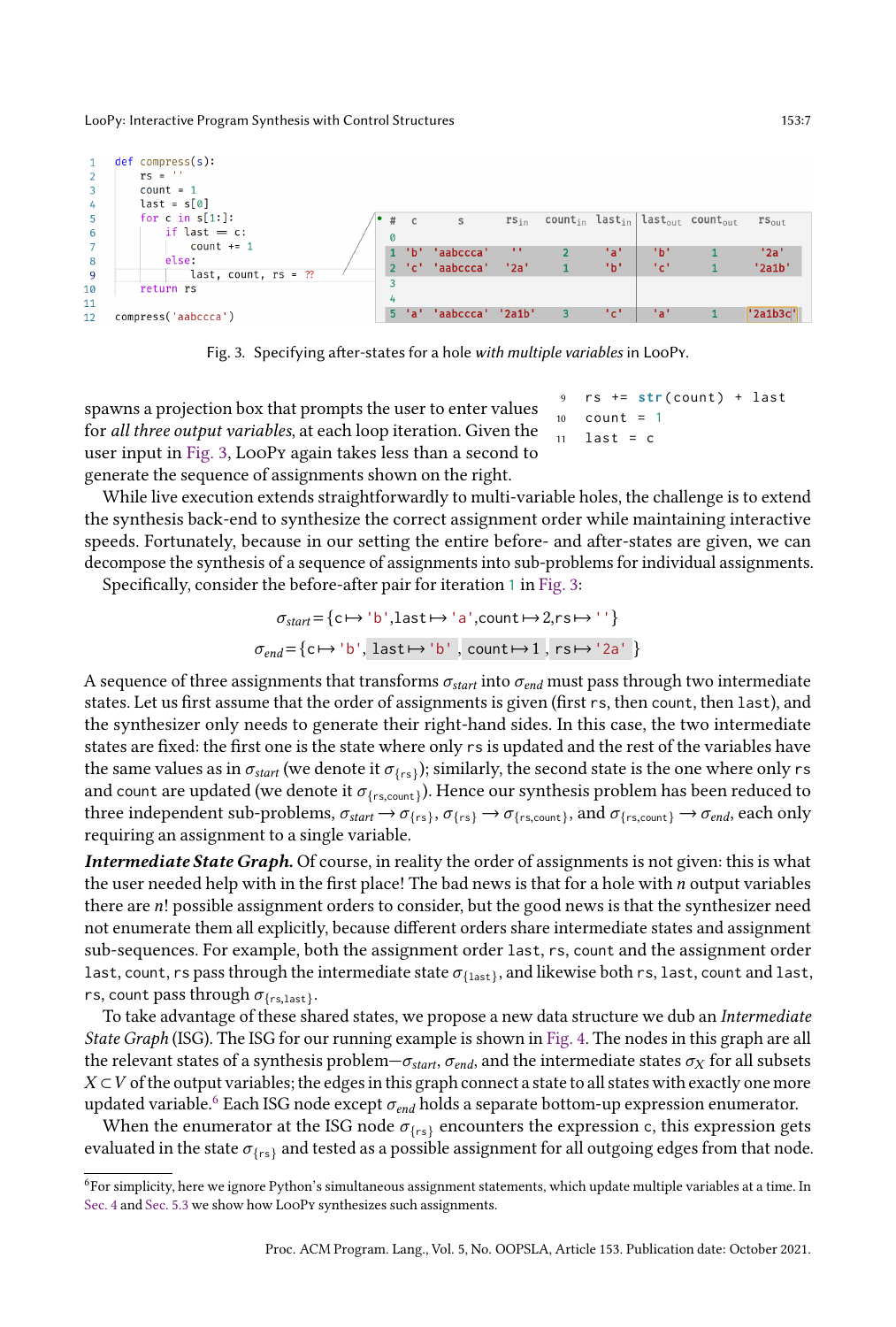```
1   def compress(s):
2       rs = ''
3       count = 1
4       last = s[0]
5       for c in s[1:]:
6           if last == c:
7               count += 1
8           else:
9               last, count, rs = ??
10      return rs
11
12  compress('aabccca')
```

| # | c | s | $rs_{in}$ | $count_{in}$ | $last_{in}$ | $last_{out}$ | $count_{out}$ | $rs_{out}$ |
|---|---|---|---|---|---|---|---|---|
| 0 | | | | | | | | |
| 1 | 'b' | 'aabccca' | '' | 2 | 'a' | 'b' | 1 | '2a' |
| 2 | 'c' | 'aabccca' | '2a' | 1 | 'b' | 'c' | 1 | '2a1b' |
| 3 | | | | | | | | |
| 4 | | | | | | | | |
| 5 | 'a' | 'aabccca' | '2a1b' | 3 | 'c' | 'a' | 1 | '2a1b3c' |

Fig. 3. Specifying after-states for a hole *with multiple variables* in LooPy.

```
9   rs += str(count) + last
10  count = 1
11  last = c
```

spawns a projection box that prompts the user to enter values for *all three output variables*, at each loop iteration. Given the user input in Fig. 3, LooPy again takes less than a second to generate the sequence of assignments shown on the right.

While live execution extends straightforwardly to multi-variable holes, the challenge is to extend the synthesis back-end to synthesize the correct assignment order while maintaining interactive speeds. Fortunately, because in our setting the entire before- and after-states are given, we can decompose the synthesis of a sequence of assignments into sub-problems for individual assignments.

Specifically, consider the before-after pair for iteration 1 in Fig. 3:

$$\sigma_{start} = \{\texttt{c} \mapsto \texttt{'b'}, \texttt{last} \mapsto \texttt{'a'}, \texttt{count} \mapsto 2, \texttt{rs} \mapsto \texttt{''}\}$$

$$\sigma_{end} = \{\texttt{c} \mapsto \texttt{'b'}, \texttt{last} \mapsto \texttt{'b'}, \texttt{count} \mapsto 1, \texttt{rs} \mapsto \texttt{'2a'}\}$$

A sequence of three assignments that transforms $\sigma_{start}$ into $\sigma_{end}$ must pass through two intermediate states. Let us first assume that the order of assignments is given (first rs, then count, then last), and the synthesizer only needs to generate their right-hand sides. In this case, the two intermediate states are fixed: the first one is the state where only rs is updated and the rest of the variables have the same values as in $\sigma_{start}$ (we denote it $\sigma_{\{\texttt{rs}\}}$); similarly, the second state is the one where only rs and count are updated (we denote it $\sigma_{\{\texttt{rs},\texttt{count}\}}$). Hence our synthesis problem has been reduced to three independent sub-problems, $\sigma_{start} \to \sigma_{\{\texttt{rs}\}}$, $\sigma_{\{\texttt{rs}\}} \to \sigma_{\{\texttt{rs},\texttt{count}\}}$, and $\sigma_{\{\texttt{rs},\texttt{count}\}} \to \sigma_{end}$, each only requiring an assignment to a single variable.

***Intermediate State Graph.*** Of course, in reality the order of assignments is not given: this is what the user needed help with in the first place! The bad news is that for a hole with $n$ output variables there are $n!$ possible assignment orders to consider, but the good news is that the synthesizer need not enumerate them all explicitly, because different orders share intermediate states and assignment sub-sequences. For example, both the assignment order last, rs, count and the assignment order last, count, rs pass through the intermediate state $\sigma_{\{\texttt{last}\}}$, and likewise both rs, last, count and last, rs, count pass through $\sigma_{\{\texttt{rs},\texttt{last}\}}$.

To take advantage of these shared states, we propose a new data structure we dub an *Intermediate State Graph* (ISG). The ISG for our running example is shown in Fig. 4. The nodes in this graph are all the relevant states of a synthesis problem—$\sigma_{start}$, $\sigma_{end}$, and the intermediate states $\sigma_X$ for all subsets $X \subset V$ of the output variables; the edges in this graph connect a state to all states with exactly one more updated variable.[6] Each ISG node except $\sigma_{end}$ holds a separate bottom-up expression enumerator.

When the enumerator at the ISG node $\sigma_{\{\texttt{rs}\}}$ encounters the expression c, this expression gets evaluated in the state $\sigma_{\{\texttt{rs}\}}$ and tested as a possible assignment for all outgoing edges from that node.

[6]For simplicity, here we ignore Python's simultaneous assignment statements, which update multiple variables at a time. In Sec. 4 and Sec. 5.3 we show how LooPy synthesizes such assignments.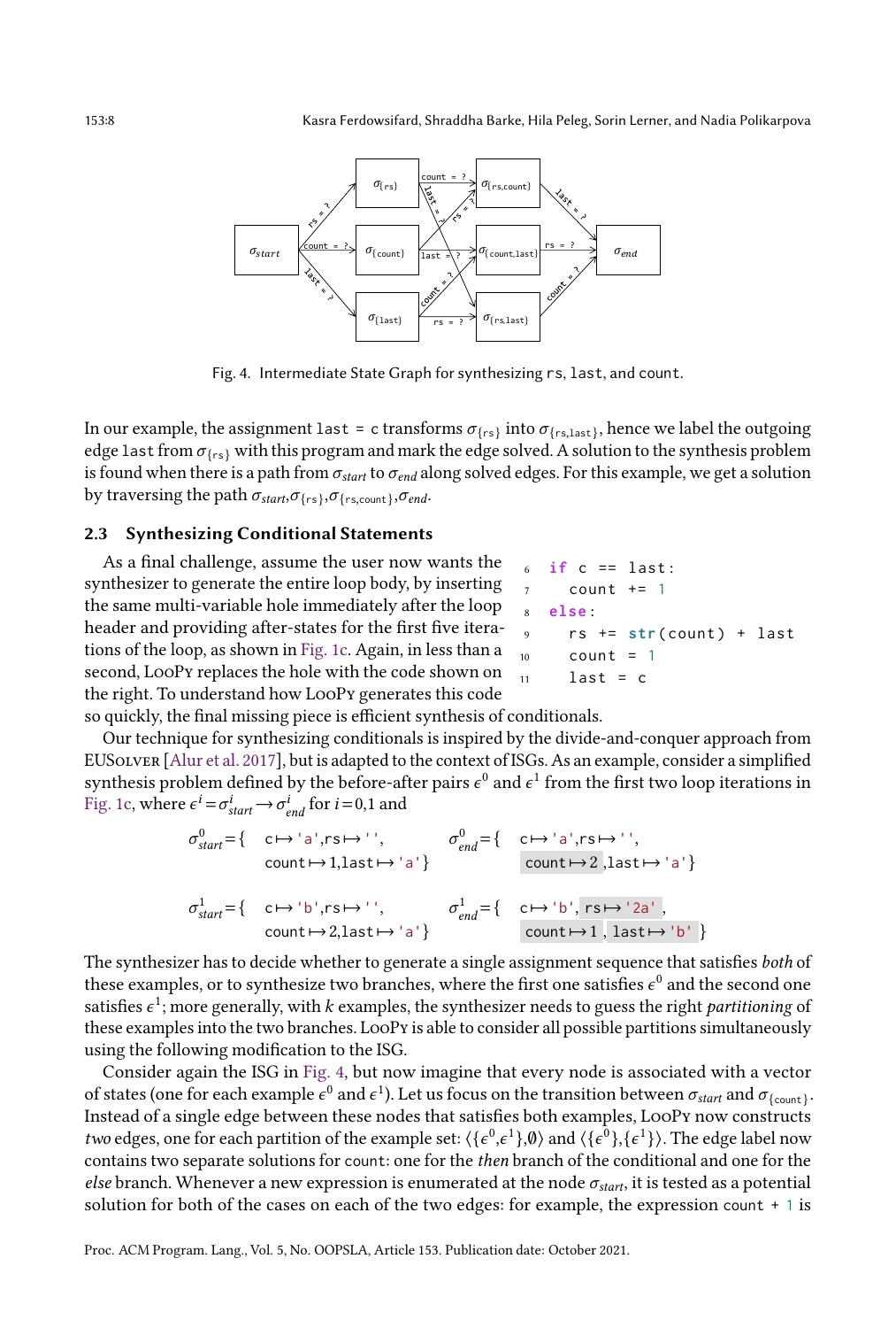Fig. 4. Intermediate State Graph for synthesizing rs, last, and count.

In our example, the assignment `last = c` transforms $\sigma_{\{rs\}}$ into $\sigma_{\{rs,last\}}$, hence we label the outgoing edge `last` from $\sigma_{\{rs\}}$ with this program and mark the edge solved. A solution to the synthesis problem is found when there is a path from $\sigma_{start}$ to $\sigma_{end}$ along solved edges. For this example, we get a solution by traversing the path $\sigma_{start}$, $\sigma_{\{rs\}}$, $\sigma_{\{rs,count\}}$, $\sigma_{end}$.

### 2.3 Synthesizing Conditional Statements

As a final challenge, assume the user now wants the synthesizer to generate the entire loop body, by inserting the same multi-variable hole immediately after the loop header and providing after-states for the first five iterations of the loop, as shown in Fig. 1c. Again, in less than a second, LooPy replaces the hole with the code shown on the right. To understand how LooPy generates this code so quickly, the final missing piece is efficient synthesis of conditionals.

```
6  if c == last:
7    count += 1
8  else:
9    rs += str(count) + last
10   count = 1
11   last = c
```

Our technique for synthesizing conditionals is inspired by the divide-and-conquer approach from EUSolver [Alur et al. 2017], but is adapted to the context of ISGs. As an example, consider a simplified synthesis problem defined by the before-after pairs $\epsilon^0$ and $\epsilon^1$ from the first two loop iterations in Fig. 1c, where $\epsilon^i = \sigma^i_{start} \rightarrow \sigma^i_{end}$ for $i = 0,1$ and

$$\sigma^0_{start} = \{\ \texttt{c} \mapsto \texttt{'a'}, \texttt{rs} \mapsto \texttt{''}, \texttt{count} \mapsto 1, \texttt{last} \mapsto \texttt{'a'}\} \qquad \sigma^0_{end} = \{\ \texttt{c} \mapsto \texttt{'a'}, \texttt{rs} \mapsto \texttt{''}, \texttt{count} \mapsto 2, \texttt{last} \mapsto \texttt{'a'}\}$$

$$\sigma^1_{start} = \{\ \texttt{c} \mapsto \texttt{'b'}, \texttt{rs} \mapsto \texttt{''}, \texttt{count} \mapsto 2, \texttt{last} \mapsto \texttt{'a'}\} \qquad \sigma^1_{end} = \{\ \texttt{c} \mapsto \texttt{'b'}, \texttt{rs} \mapsto \texttt{'2a'}, \texttt{count} \mapsto 1, \texttt{last} \mapsto \texttt{'b'}\}$$

The synthesizer has to decide whether to generate a single assignment sequence that satisfies *both* of these examples, or to synthesize two branches, where the first one satisfies $\epsilon^0$ and the second one satisfies $\epsilon^1$; more generally, with $k$ examples, the synthesizer needs to guess the right *partitioning* of these examples into the two branches. LooPy is able to consider all possible partitions simultaneously using the following modification to the ISG.

Consider again the ISG in Fig. 4, but now imagine that every node is associated with a vector of states (one for each example $\epsilon^0$ and $\epsilon^1$). Let us focus on the transition between $\sigma_{start}$ and $\sigma_{\{count\}}$. Instead of a single edge between these nodes that satisfies both examples, LooPy now constructs *two* edges, one for each partition of the example set: $\langle\{\epsilon^0, \epsilon^1\}, \emptyset\rangle$ and $\langle\{\epsilon^0\}, \{\epsilon^1\}\rangle$. The edge label now contains two separate solutions for `count`: one for the *then* branch of the conditional and one for the *else* branch. Whenever a new expression is enumerated at the node $\sigma_{start}$, it is tested as a potential solution for both of the cases on each of the two edges: for example, the expression `count + 1` is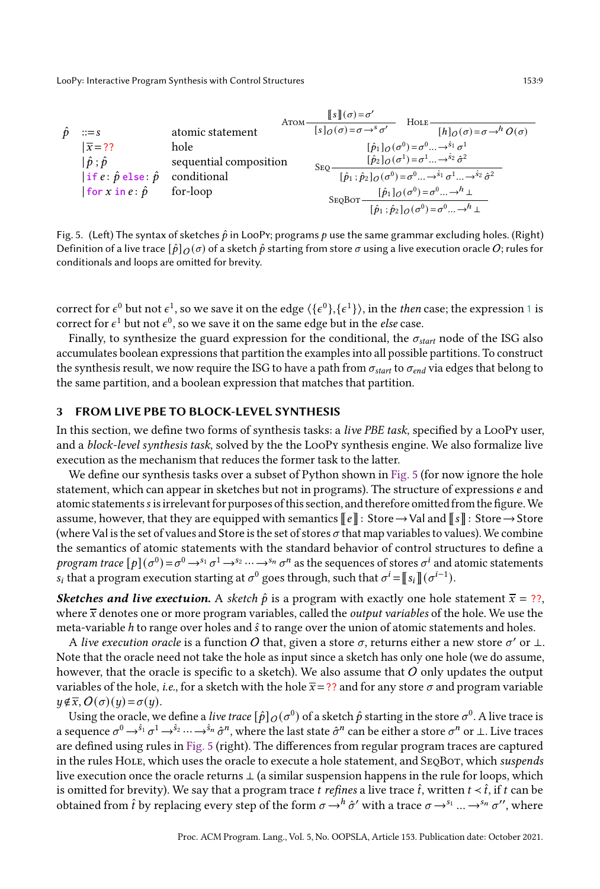$$
\begin{array}{lll}
\hat{p} & ::= s & \text{atomic statement} \\
 & \mid \overline{x} = \texttt{??} & \text{hole} \\
 & \mid \hat{p}\,;\hat{p} & \text{sequential composition} \\
 & \mid \texttt{if}\ e : \hat{p}\ \texttt{else} : \hat{p} & \text{conditional} \\
 & \mid \texttt{for}\ x\ \texttt{in}\ e : \hat{p} & \text{for-loop}
\end{array}
$$

$$
\textsc{Atom}\ \frac{[\![s]\!](\sigma) = \sigma'}{[s]_O(\sigma) = \sigma \rightarrow^{s} \sigma'}
\qquad
\textsc{Hole}\ \frac{}{[h]_O(\sigma) = \sigma \rightarrow^{h} O(\sigma)}
$$

$$
\textsc{Seq}\ \frac{[\hat{p}_1]_O(\sigma^0) = \sigma^0 \ldots \rightarrow^{\hat{s}_1} \sigma^1 \qquad [\hat{p}_2]_O(\sigma^1) = \sigma^1 \ldots \rightarrow^{\hat{s}_2} \hat{\sigma}^2}{[\hat{p}_1\,;\hat{p}_2]_O(\sigma^0) = \sigma^0 \ldots \rightarrow^{\hat{s}_1} \sigma^1 \ldots \rightarrow^{\hat{s}_2} \hat{\sigma}^2}
$$

$$
\textsc{SeqBot}\ \frac{[\hat{p}_1]_O(\sigma^0) = \sigma^0 \ldots \rightarrow^{h} \bot}{[\hat{p}_1\,;\hat{p}_2]_O(\sigma^0) = \sigma^0 \ldots \rightarrow^{h} \bot}
$$

Fig. 5. (Left) The syntax of sketches $\hat{p}$ in LooPy; programs $p$ use the same grammar excluding holes. (Right) Definition of a live trace $[\hat{p}]_O(\sigma)$ of a sketch $\hat{p}$ starting from store $\sigma$ using a live execution oracle $O$; rules for conditionals and loops are omitted for brevity.

correct for $\epsilon^0$ but not $\epsilon^1$, so we save it on the edge $\langle\{\epsilon^0\},\{\epsilon^1\}\rangle$, in the *then* case; the expression 1 is correct for $\epsilon^1$ but not $\epsilon^0$, so we save it on the same edge but in the *else* case.

Finally, to synthesize the guard expression for the conditional, the $\sigma_{start}$ node of the ISG also accumulates boolean expressions that partition the examples into all possible partitions. To construct the synthesis result, we now require the ISG to have a path from $\sigma_{start}$ to $\sigma_{end}$ via edges that belong to the same partition, and a boolean expression that matches that partition.

## 3 FROM LIVE PBE TO BLOCK-LEVEL SYNTHESIS

In this section, we define two forms of synthesis tasks: a *live PBE task*, specified by a LooPy user, and a *block-level synthesis task*, solved by the the LooPy synthesis engine. We also formalize live execution as the mechanism that reduces the former task to the latter.

We define our synthesis tasks over a subset of Python shown in Fig. 5 (for now ignore the hole statement, which can appear in sketches but not in programs). The structure of expressions $e$ and atomic statements $s$ is irrelevant for purposes of this section, and therefore omitted from the figure. We assume, however, that they are equipped with semantics $[\![e]\!]$ : Store $\rightarrow$ Val and $[\![s]\!]$ : Store $\rightarrow$ Store (where Val is the set of values and Store is the set of stores $\sigma$ that map variables to values). We combine the semantics of atomic statements with the standard behavior of control structures to define a *program trace* $[p](\sigma^0) = \sigma^0 \rightarrow^{s_1} \sigma^1 \rightarrow^{s_2} \cdots \rightarrow^{s_n} \sigma^n$ as the sequences of stores $\sigma^i$ and atomic statements $s_i$ that a program execution starting at $\sigma^0$ goes through, such that $\sigma^i = [\![s_i]\!](\sigma^{i-1})$.

***Sketches and live exectuion.*** A *sketch* $\hat{p}$ is a program with exactly one hole statement $\overline{x} = \texttt{??}$, where $\overline{x}$ denotes one or more program variables, called the *output variables* of the hole. We use the meta-variable $h$ to range over holes and $\hat{s}$ to range over the union of atomic statements and holes.

A *live execution oracle* is a function $O$ that, given a store $\sigma$, returns either a new store $\sigma'$ or $\bot$. Note that the oracle need not take the hole as input since a sketch has only one hole (we do assume, however, that the oracle is specific to a sketch). We also assume that $O$ only updates the output variables of the hole, *i.e.*, for a sketch with the hole $\overline{x} = \texttt{??}$ and for any store $\sigma$ and program variable $y \notin \overline{x}$, $O(\sigma)(y) = \sigma(y)$.

Using the oracle, we define a *live trace* $[\hat{p}]_O(\sigma^0)$ of a sketch $\hat{p}$ starting in the store $\sigma^0$. A live trace is a sequence $\sigma^0 \rightarrow^{\hat{s}_1} \sigma^1 \rightarrow^{\hat{s}_2} \cdots \rightarrow^{\hat{s}_n} \hat{\sigma}^n$, where the last state $\hat{\sigma}^n$ can be either a store $\sigma^n$ or $\bot$. Live traces are defined using rules in Fig. 5 (right). The differences from regular program traces are captured in the rules Hole, which uses the oracle to execute a hole statement, and SeqBot, which *suspends* live execution once the oracle returns $\bot$ (a similar suspension happens in the rule for loops, which is omitted for brevity). We say that a program trace $t$ *refines* a live trace $\hat{t}$, written $t \prec \hat{t}$, if $t$ can be obtained from $\hat{t}$ by replacing every step of the form $\sigma \rightarrow^{h} \hat{\sigma}'$ with a trace $\sigma \rightarrow^{s_1} \ldots \rightarrow^{s_n} \sigma''$, where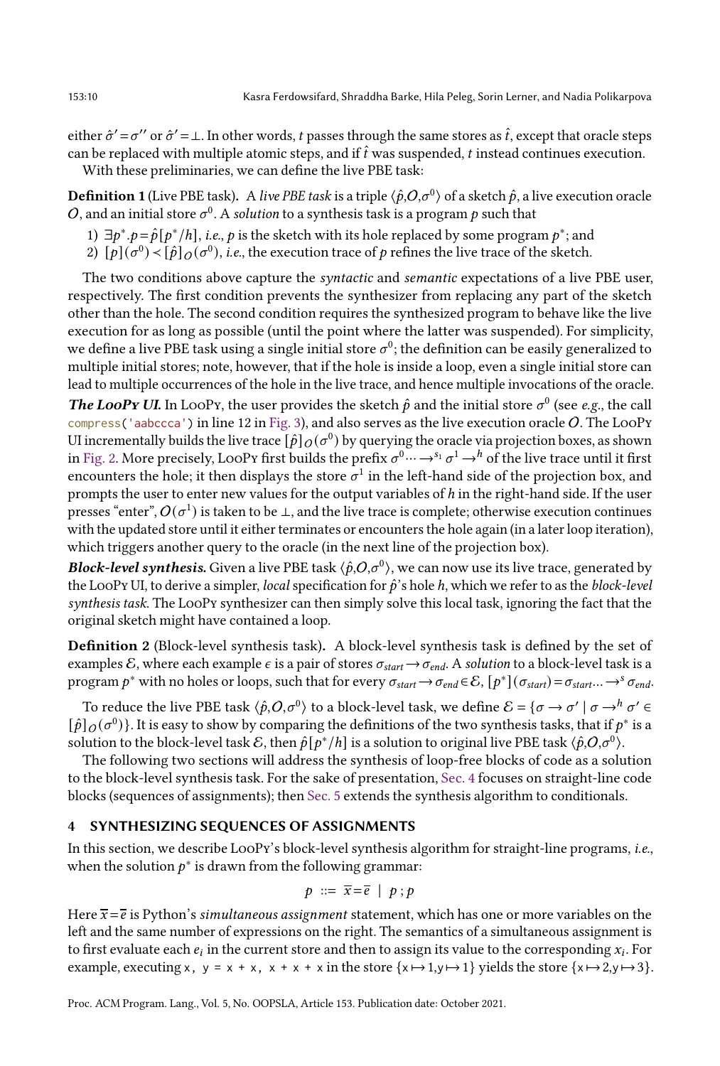either $\hat{\sigma}' = \sigma''$ or $\hat{\sigma}' = \bot$. In other words, $t$ passes through the same stores as $\hat{t}$, except that oracle steps can be replaced with multiple atomic steps, and if $\hat{t}$ was suspended, $t$ instead continues execution.

With these preliminaries, we can define the live PBE task:

**Definition 1** (Live PBE task). A *live PBE task* is a triple $\langle \hat{p}, O, \sigma^0 \rangle$ of a sketch $\hat{p}$, a live execution oracle $O$, and an initial store $\sigma^0$. A *solution* to a synthesis task is a program $p$ such that

1) $\exists p^*. p = \hat{p}[p^*/h]$, *i.e.*, $p$ is the sketch with its hole replaced by some program $p^*$; and
2) $[\![p]\!](\sigma^0) \prec [\![\hat{p}]\!]_O(\sigma^0)$, *i.e.*, the execution trace of $p$ refines the live trace of the sketch.

The two conditions above capture the *syntactic* and *semantic* expectations of a live PBE user, respectively. The first condition prevents the synthesizer from replacing any part of the sketch other than the hole. The second condition requires the synthesized program to behave like the live execution for as long as possible (until the point where the latter was suspended). For simplicity, we define a live PBE task using a single initial store $\sigma^0$; the definition can be easily generalized to multiple initial stores; note, however, that if the hole is inside a loop, even a single initial store can lead to multiple occurrences of the hole in the live trace, and hence multiple invocations of the oracle.

***The LooPy UI.*** In LooPy, the user provides the sketch $\hat{p}$ and the initial store $\sigma^0$ (see *e.g.*, the call `compress('aabccca')` in line 12 in Fig. 3), and also serves as the live execution oracle $O$. The LooPy UI incrementally builds the live trace $[\![\hat{p}]\!]_O(\sigma^0)$ by querying the oracle via projection boxes, as shown in Fig. 2. More precisely, LooPy first builds the prefix $\sigma^0 \cdots \rightarrow^{s_1} \sigma^1 \rightarrow^h$ of the live trace until it first encounters the hole; it then displays the store $\sigma^1$ in the left-hand side of the projection box, and prompts the user to enter new values for the output variables of $h$ in the right-hand side. If the user presses "enter", $O(\sigma^1)$ is taken to be $\bot$, and the live trace is complete; otherwise execution continues with the updated store until it either terminates or encounters the hole again (in a later loop iteration), which triggers another query to the oracle (in the next line of the projection box).

***Block-level synthesis.*** Given a live PBE task $\langle \hat{p}, O, \sigma^0 \rangle$, we can now use its live trace, generated by the LooPy UI, to derive a simpler, *local* specification for $\hat{p}$'s hole $h$, which we refer to as the *block-level synthesis task*. The LooPy synthesizer can then simply solve this local task, ignoring the fact that the original sketch might have contained a loop.

**Definition 2** (Block-level synthesis task). A block-level synthesis task is defined by the set of examples $\mathcal{E}$, where each example $\epsilon$ is a pair of stores $\sigma_{start} \rightarrow \sigma_{end}$. A *solution* to a block-level task is a program $p^*$ with no holes or loops, such that for every $\sigma_{start} \rightarrow \sigma_{end} \in \mathcal{E}$, $[\![p^*]\!](\sigma_{start}) = \sigma_{start} \ldots \rightarrow^s \sigma_{end}$.

To reduce the live PBE task $\langle \hat{p}, O, \sigma^0 \rangle$ to a block-level task, we define $\mathcal{E} = \{\sigma \rightarrow \sigma' \mid \sigma \rightarrow^h \sigma' \in [\![\hat{p}]\!]_O(\sigma^0)\}$. It is easy to show by comparing the definitions of the two synthesis tasks, that if $p^*$ is a solution to the block-level task $\mathcal{E}$, then $\hat{p}[p^*/h]$ is a solution to original live PBE task $\langle \hat{p}, O, \sigma^0 \rangle$.

The following two sections will address the synthesis of loop-free blocks of code as a solution to the block-level synthesis task. For the sake of presentation, Sec. 4 focuses on straight-line code blocks (sequences of assignments); then Sec. 5 extends the synthesis algorithm to conditionals.

## 4 SYNTHESIZING SEQUENCES OF ASSIGNMENTS

In this section, we describe LooPy's block-level synthesis algorithm for straight-line programs, *i.e.*, when the solution $p^*$ is drawn from the following grammar:

$$p ::= \overline{x} = \overline{e} \mid p \, ; p$$

Here $\overline{x} = \overline{e}$ is Python's *simultaneous assignment* statement, which has one or more variables on the left and the same number of expressions on the right. The semantics of a simultaneous assignment is to first evaluate each $e_i$ in the current store and then to assign its value to the corresponding $x_i$. For example, executing `x, y = x + x, x + x + x` in the store $\{x \mapsto 1, y \mapsto 1\}$ yields the store $\{x \mapsto 2, y \mapsto 3\}$.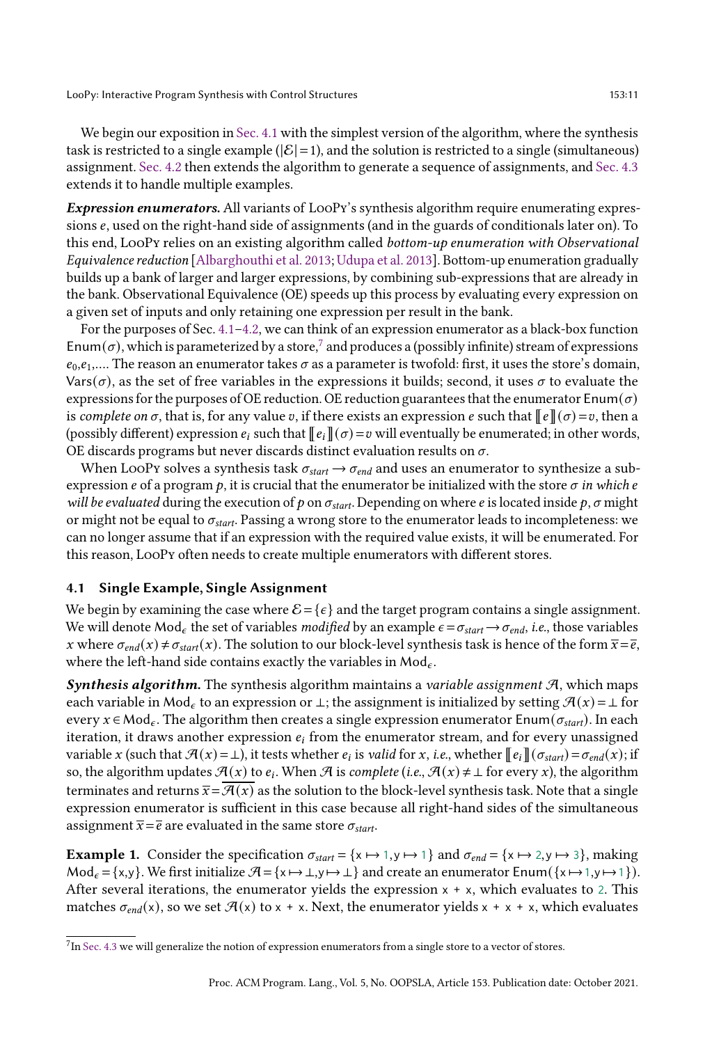We begin our exposition in Sec. 4.1 with the simplest version of the algorithm, where the synthesis task is restricted to a single example ($|\mathcal{E}| = 1$), and the solution is restricted to a single (simultaneous) assignment. Sec. 4.2 then extends the algorithm to generate a sequence of assignments, and Sec. 4.3 extends it to handle multiple examples.

***Expression enumerators.*** All variants of LooPy's synthesis algorithm require enumerating expressions $e$, used on the right-hand side of assignments (and in the guards of conditionals later on). To this end, LooPy relies on an existing algorithm called *bottom-up enumeration with Observational Equivalence reduction* [Albarghouthi et al. 2013; Udupa et al. 2013]. Bottom-up enumeration gradually builds up a bank of larger and larger expressions, by combining sub-expressions that are already in the bank. Observational Equivalence (OE) speeds up this process by evaluating every expression on a given set of inputs and only retaining one expression per result in the bank.

For the purposes of Sec. 4.1–4.2, we can think of an expression enumerator as a black-box function $\mathsf{Enum}(\sigma)$, which is parameterized by a store,[7] and produces a (possibly infinite) stream of expressions $e_0, e_1, \ldots$. The reason an enumerator takes $\sigma$ as a parameter is twofold: first, it uses the store's domain, $\mathsf{Vars}(\sigma)$, as the set of free variables in the expressions it builds; second, it uses $\sigma$ to evaluate the expressions for the purposes of OE reduction. OE reduction guarantees that the enumerator $\mathsf{Enum}(\sigma)$ is *complete on* $\sigma$, that is, for any value $v$, if there exists an expression $e$ such that $[\![e]\!](\sigma) = v$, then a (possibly different) expression $e_i$ such that $[\![e_i]\!](\sigma) = v$ will eventually be enumerated; in other words, OE discards programs but never discards distinct evaluation results on $\sigma$.

When LooPy solves a synthesis task $\sigma_{start} \rightarrow \sigma_{end}$ and uses an enumerator to synthesize a sub-expression $e$ of a program $p$, it is crucial that the enumerator be initialized with the store $\sigma$ *in which $e$ will be evaluated* during the execution of $p$ on $\sigma_{start}$. Depending on where $e$ is located inside $p$, $\sigma$ might or might not be equal to $\sigma_{start}$. Passing a wrong store to the enumerator leads to incompleteness: we can no longer assume that if an expression with the required value exists, it will be enumerated. For this reason, LooPy often needs to create multiple enumerators with different stores.

### 4.1 Single Example, Single Assignment

We begin by examining the case where $\mathcal{E} = \{\epsilon\}$ and the target program contains a single assignment. We will denote $\mathsf{Mod}_\epsilon$ the set of variables *modified* by an example $\epsilon = \sigma_{start} \rightarrow \sigma_{end}$, *i.e.*, those variables $x$ where $\sigma_{end}(x) \neq \sigma_{start}(x)$. The solution to our block-level synthesis task is hence of the form $\overline{x} = \overline{e}$, where the left-hand side contains exactly the variables in $\mathsf{Mod}_\epsilon$.

***Synthesis algorithm.*** The synthesis algorithm maintains a *variable assignment* $\mathcal{A}$, which maps each variable in $\mathsf{Mod}_\epsilon$ to an expression or $\bot$; the assignment is initialized by setting $\mathcal{A}(x) = \bot$ for every $x \in \mathsf{Mod}_\epsilon$. The algorithm then creates a single expression enumerator $\mathsf{Enum}(\sigma_{start})$. In each iteration, it draws another expression $e_i$ from the enumerator stream, and for every unassigned variable $x$ (such that $\mathcal{A}(x) = \bot$), it tests whether $e_i$ is *valid* for $x$, *i.e.*, whether $[\![e_i]\!](\sigma_{start}) = \sigma_{end}(x)$; if so, the algorithm updates $\mathcal{A}(x)$ to $e_i$. When $\mathcal{A}$ is *complete* (*i.e.*, $\mathcal{A}(x) \neq \bot$ for every $x$), the algorithm terminates and returns $\overline{x} = \overline{\mathcal{A}(x)}$ as the solution to the block-level synthesis task. Note that a single expression enumerator is sufficient in this case because all right-hand sides of the simultaneous assignment $\overline{x} = \overline{e}$ are evaluated in the same store $\sigma_{start}$.

**Example 1.** Consider the specification $\sigma_{start} = \{\mathtt{x} \mapsto 1, \mathtt{y} \mapsto 1\}$ and $\sigma_{end} = \{\mathtt{x} \mapsto 2, \mathtt{y} \mapsto 3\}$, making $\mathsf{Mod}_\epsilon = \{\mathtt{x}, \mathtt{y}\}$. We first initialize $\mathcal{A} = \{\mathtt{x} \mapsto \bot, \mathtt{y} \mapsto \bot\}$ and create an enumerator $\mathsf{Enum}(\{\mathtt{x} \mapsto 1, \mathtt{y} \mapsto 1\})$. After several iterations, the enumerator yields the expression `x + x`, which evaluates to 2. This matches $\sigma_{end}(\mathtt{x})$, so we set $\mathcal{A}(\mathtt{x})$ to `x + x`. Next, the enumerator yields `x + x + x`, which evaluates

[7] In Sec. 4.3 we will generalize the notion of expression enumerators from a single store to a vector of stores.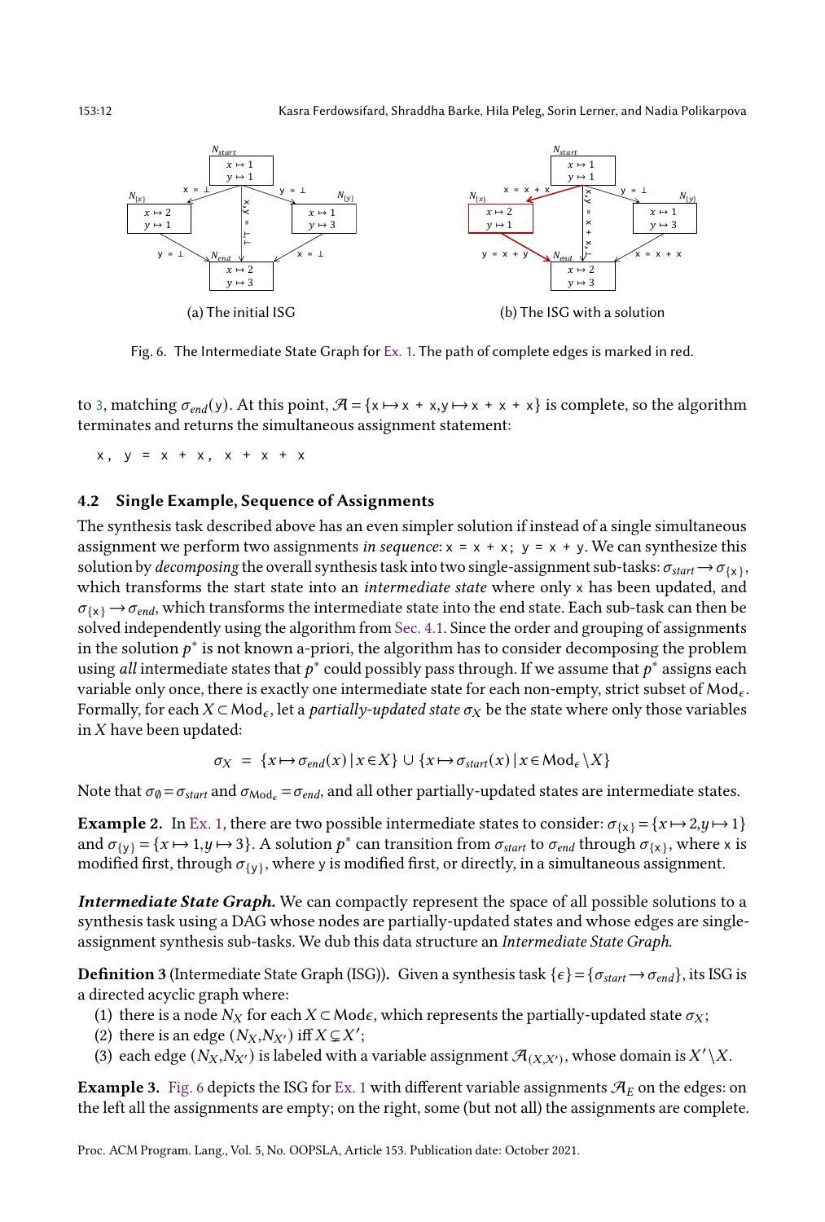(a) The initial ISG

(b) The ISG with a solution

Fig. 6. The Intermediate State Graph for Ex. 1. The path of complete edges is marked in red.

to 3, matching $\sigma_{end}(\mathtt{y})$. At this point, $\mathcal{A} = \{\mathtt{x} \mapsto \mathtt{x + x}, \mathtt{y} \mapsto \mathtt{x + x + x}\}$ is complete, so the algorithm terminates and returns the simultaneous assignment statement:

```
x, y = x + x, x + x + x
```

## 4.2 Single Example, Sequence of Assignments

The synthesis task described above has an even simpler solution if instead of a single simultaneous assignment we perform two assignments *in sequence*: `x = x + x; y = x + y`. We can synthesize this solution by *decomposing* the overall synthesis task into two single-assignment sub-tasks: $\sigma_{start} \to \sigma_{\{\mathtt{x}\}}$, which transforms the start state into an *intermediate state* where only `x` has been updated, and $\sigma_{\{\mathtt{x}\}} \to \sigma_{end}$, which transforms the intermediate state into the end state. Each sub-task can then be solved independently using the algorithm from Sec. 4.1. Since the order and grouping of assignments in the solution $p^*$ is not known a-priori, the algorithm has to consider decomposing the problem using *all* intermediate states that $p^*$ could possibly pass through. If we assume that $p^*$ assigns each variable only once, there is exactly one intermediate state for each non-empty, strict subset of $\mathrm{Mod}_\epsilon$. Formally, for each $X \subset \mathrm{Mod}_\epsilon$, let a *partially-updated state* $\sigma_X$ be the state where only those variables in $X$ have been updated:

$$\sigma_X \;=\; \{x \mapsto \sigma_{end}(x) \,|\, x \in X\} \cup \{x \mapsto \sigma_{start}(x) \,|\, x \in \mathrm{Mod}_\epsilon \setminus X\}$$

Note that $\sigma_\emptyset = \sigma_{start}$ and $\sigma_{\mathrm{Mod}_\epsilon} = \sigma_{end}$, and all other partially-updated states are intermediate states.

**Example 2.** In Ex. 1, there are two possible intermediate states to consider: $\sigma_{\{\mathtt{x}\}} = \{x \mapsto 2, y \mapsto 1\}$ and $\sigma_{\{\mathtt{y}\}} = \{x \mapsto 1, y \mapsto 3\}$. A solution $p^*$ can transition from $\sigma_{start}$ to $\sigma_{end}$ through $\sigma_{\{\mathtt{x}\}}$, where `x` is modified first, through $\sigma_{\{\mathtt{y}\}}$, where `y` is modified first, or directly, in a simultaneous assignment.

***Intermediate State Graph.*** We can compactly represent the space of all possible solutions to a synthesis task using a DAG whose nodes are partially-updated states and whose edges are single-assignment synthesis sub-tasks. We dub this data structure an *Intermediate State Graph*.

**Definition 3** (Intermediate State Graph (ISG))**.** Given a synthesis task $\{\epsilon\} = \{\sigma_{start} \to \sigma_{end}\}$, its ISG is a directed acyclic graph where:

1. there is a node $N_X$ for each $X \subset \mathrm{Mod}\epsilon$, which represents the partially-updated state $\sigma_X$;
2. there is an edge $(N_X, N_{X'})$ iff $X \subsetneq X'$;
3. each edge $(N_X, N_{X'})$ is labeled with a variable assignment $\mathcal{A}_{(X,X')}$, whose domain is $X' \setminus X$.

**Example 3.** Fig. 6 depicts the ISG for Ex. 1 with different variable assignments $\mathcal{A}_E$ on the edges: on the left all the assignments are empty; on the right, some (but not all) the assignments are complete.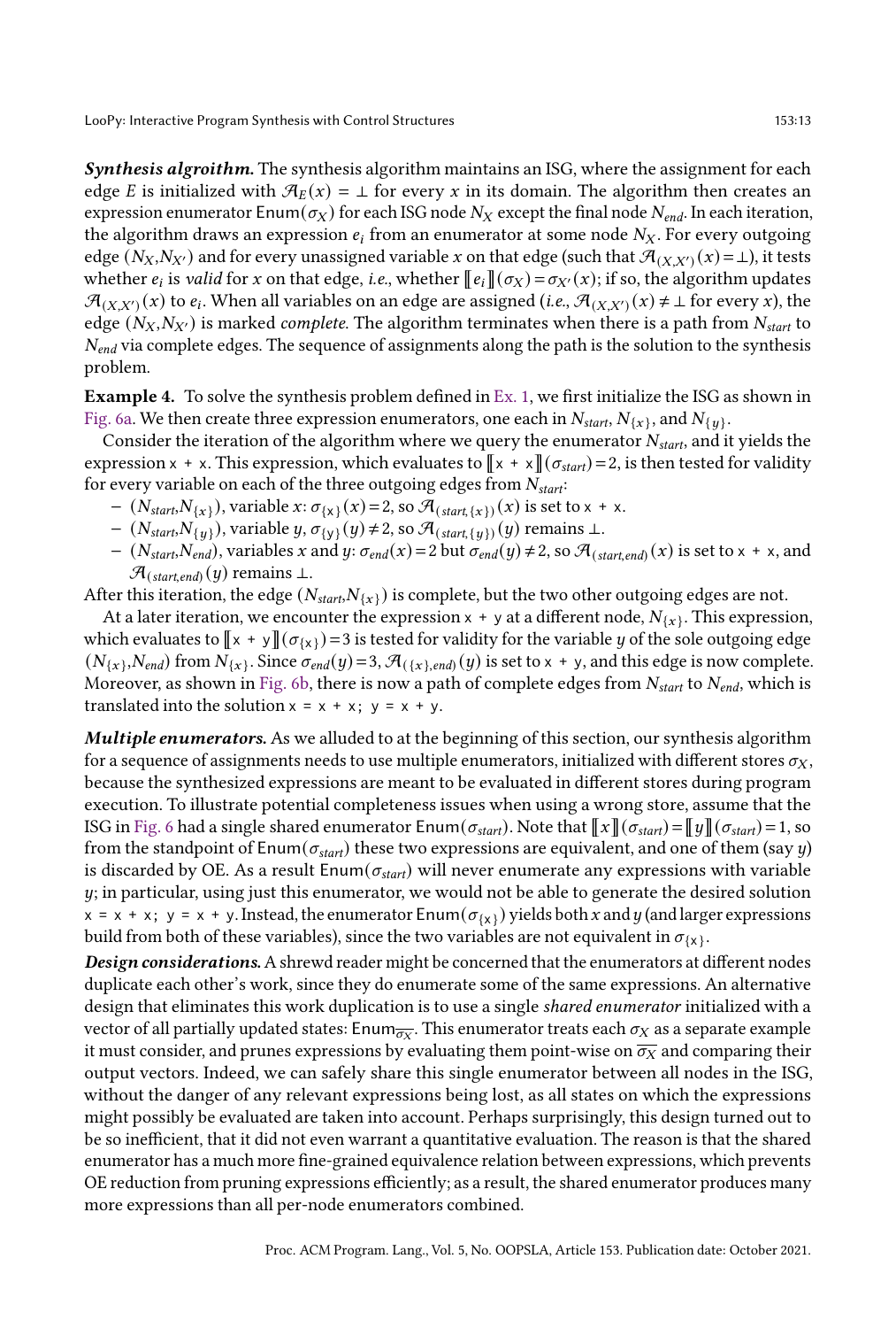***Synthesis algorithm.*** The synthesis algorithm maintains an ISG, where the assignment for each edge $E$ is initialized with $\mathcal{A}_E(x) = \bot$ for every $x$ in its domain. The algorithm then creates an expression enumerator $\mathsf{Enum}(\sigma_X)$ for each ISG node $N_X$ except the final node $N_{end}$. In each iteration, the algorithm draws an expression $e_i$ from an enumerator at some node $N_X$. For every outgoing edge $(N_X, N_{X'})$ and for every unassigned variable $x$ on that edge (such that $\mathcal{A}_{(X,X')}(x) = \bot$), it tests whether $e_i$ is *valid* for $x$ on that edge, *i.e.*, whether $[\![e_i]\!](\sigma_X) = \sigma_{X'}(x)$; if so, the algorithm updates $\mathcal{A}_{(X,X')}(x)$ to $e_i$. When all variables on an edge are assigned (*i.e.*, $\mathcal{A}_{(X,X')}(x) \neq \bot$ for every $x$), the edge $(N_X, N_{X'})$ is marked *complete*. The algorithm terminates when there is a path from $N_{start}$ to $N_{end}$ via complete edges. The sequence of assignments along the path is the solution to the synthesis problem.

**Example 4.** To solve the synthesis problem defined in Ex. 1, we first initialize the ISG as shown in Fig. 6a. We then create three expression enumerators, one each in $N_{start}$, $N_{\{x\}}$, and $N_{\{y\}}$.

Consider the iteration of the algorithm where we query the enumerator $N_{start}$, and it yields the expression `x + x`. This expression, which evaluates to $[\![\texttt{x + x}]\!](\sigma_{start}) = 2$, is then tested for validity for every variable on each of the three outgoing edges from $N_{start}$:

- $(N_{start}, N_{\{x\}})$, variable $x$: $\sigma_{\{\texttt{x}\}}(x) = 2$, so $\mathcal{A}_{(start,\{x\})}(x)$ is set to `x + x`.
- $(N_{start}, N_{\{y\}})$, variable $y$, $\sigma_{\{\texttt{y}\}}(y) \neq 2$, so $\mathcal{A}_{(start,\{y\})}(y)$ remains $\bot$.
- $(N_{start}, N_{end})$, variables $x$ and $y$: $\sigma_{end}(x) = 2$ but $\sigma_{end}(y) \neq 2$, so $\mathcal{A}_{(start,end)}(x)$ is set to `x + x`, and $\mathcal{A}_{(start,end)}(y)$ remains $\bot$.

After this iteration, the edge $(N_{start}, N_{\{x\}})$ is complete, but the two other outgoing edges are not.

At a later iteration, we encounter the expression `x + y` at a different node, $N_{\{x\}}$. This expression, which evaluates to $[\![\texttt{x + y}]\!](\sigma_{\{\texttt{x}\}}) = 3$ is tested for validity for the variable $y$ of the sole outgoing edge $(N_{\{x\}}, N_{end})$ from $N_{\{x\}}$. Since $\sigma_{end}(y) = 3$, $\mathcal{A}_{(\{x\},end)}(y)$ is set to `x + y`, and this edge is now complete. Moreover, as shown in Fig. 6b, there is now a path of complete edges from $N_{start}$ to $N_{end}$, which is translated into the solution `x = x + x; y = x + y`.

***Multiple enumerators.*** As we alluded to at the beginning of this section, our synthesis algorithm for a sequence of assignments needs to use multiple enumerators, initialized with different stores $\sigma_X$, because the synthesized expressions are meant to be evaluated in different stores during program execution. To illustrate potential completeness issues when using a wrong store, assume that the ISG in Fig. 6 had a single shared enumerator $\mathsf{Enum}(\sigma_{start})$. Note that $[\![x]\!](\sigma_{start}) = [\![y]\!](\sigma_{start}) = 1$, so from the standpoint of $\mathsf{Enum}(\sigma_{start})$ these two expressions are equivalent, and one of them (say $y$) is discarded by OE. As a result $\mathsf{Enum}(\sigma_{start})$ will never enumerate any expressions with variable $y$; in particular, using just this enumerator, we would not be able to generate the desired solution `x = x + x; y = x + y`. Instead, the enumerator $\mathsf{Enum}(\sigma_{\{\texttt{x}\}})$ yields both $x$ and $y$ (and larger expressions build from both of these variables), since the two variables are not equivalent in $\sigma_{\{\texttt{x}\}}$.

***Design considerations.*** A shrewd reader might be concerned that the enumerators at different nodes duplicate each other's work, since they do enumerate some of the same expressions. An alternative design that eliminates this work duplication is to use a single *shared enumerator* initialized with a vector of all partially updated states: $\mathsf{Enum}_{\overline{\sigma_X}}$. This enumerator treats each $\sigma_X$ as a separate example it must consider, and prunes expressions by evaluating them point-wise on $\overline{\sigma_X}$ and comparing their output vectors. Indeed, we can safely share this single enumerator between all nodes in the ISG, without the danger of any relevant expressions being lost, as all states on which the expressions might possibly be evaluated are taken into account. Perhaps surprisingly, this design turned out to be so inefficient, that it did not even warrant a quantitative evaluation. The reason is that the shared enumerator has a much more fine-grained equivalence relation between expressions, which prevents OE reduction from pruning expressions efficiently; as a result, the shared enumerator produces many more expressions than all per-node enumerators combined.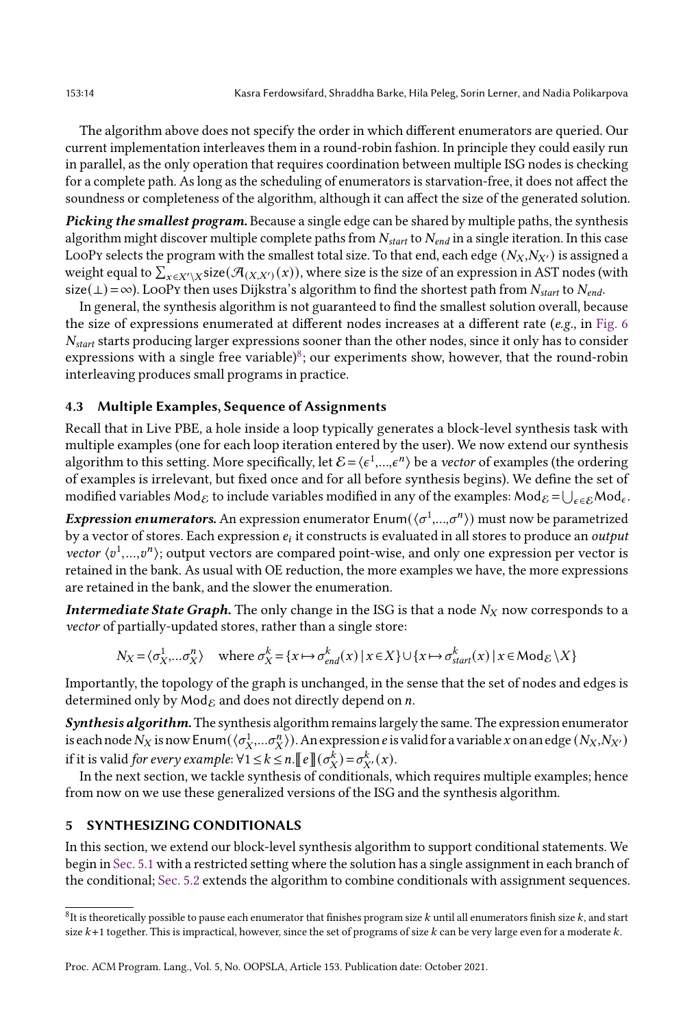The algorithm above does not specify the order in which different enumerators are queried. Our current implementation interleaves them in a round-robin fashion. In principle they could easily run in parallel, as the only operation that requires coordination between multiple ISG nodes is checking for a complete path. As long as the scheduling of enumerators is starvation-free, it does not affect the soundness or completeness of the algorithm, although it can affect the size of the generated solution.

***Picking the smallest program.*** Because a single edge can be shared by multiple paths, the synthesis algorithm might discover multiple complete paths from $N_{start}$ to $N_{end}$ in a single iteration. In this case LooPy selects the program with the smallest total size. To that end, each edge $(N_X, N_{X'})$ is assigned a weight equal to $\sum_{x \in X' \setminus X} \text{size}(\mathcal{A}_{(X,X')}(x))$, where size is the size of an expression in AST nodes (with $\text{size}(\bot) = \infty$). LooPy then uses Dijkstra's algorithm to find the shortest path from $N_{start}$ to $N_{end}$.

In general, the synthesis algorithm is not guaranteed to find the smallest solution overall, because the size of expressions enumerated at different nodes increases at a different rate (*e.g.*, in Fig. 6 $N_{start}$ starts producing larger expressions sooner than the other nodes, since it only has to consider expressions with a single free variable)[8]; our experiments show, however, that the round-robin interleaving produces small programs in practice.

### 4.3 Multiple Examples, Sequence of Assignments

Recall that in Live PBE, a hole inside a loop typically generates a block-level synthesis task with multiple examples (one for each loop iteration entered by the user). We now extend our synthesis algorithm to this setting. More specifically, let $\mathcal{E} = \langle \epsilon^1, \ldots, \epsilon^n \rangle$ be a *vector* of examples (the ordering of examples is irrelevant, but fixed once and for all before synthesis begins). We define the set of modified variables $\text{Mod}_{\mathcal{E}}$ to include variables modified in any of the examples: $\text{Mod}_{\mathcal{E}} = \bigcup_{\epsilon \in \mathcal{E}} \text{Mod}_{\epsilon}$.

***Expression enumerators.*** An expression enumerator $\text{Enum}(\langle \sigma^1, \ldots, \sigma^n \rangle)$ must now be parametrized by a vector of stores. Each expression $e_i$ it constructs is evaluated in all stores to produce an *output vector* $\langle v^1, \ldots, v^n \rangle$; output vectors are compared point-wise, and only one expression per vector is retained in the bank. As usual with OE reduction, the more examples we have, the more expressions are retained in the bank, and the slower the enumeration.

***Intermediate State Graph.*** The only change in the ISG is that a node $N_X$ now corresponds to a *vector* of partially-updated stores, rather than a single store:

$$N_X = \langle \sigma_X^1, \ldots \sigma_X^n \rangle \quad \text{where } \sigma_X^k = \{x \mapsto \sigma_{end}^k(x) \mid x \in X\} \cup \{x \mapsto \sigma_{start}^k(x) \mid x \in \text{Mod}_{\mathcal{E}} \setminus X\}$$

Importantly, the topology of the graph is unchanged, in the sense that the set of nodes and edges is determined only by $\text{Mod}_{\mathcal{E}}$ and does not directly depend on $n$.

***Synthesis algorithm.*** The synthesis algorithm remains largely the same. The expression enumerator is each node $N_X$ is now $\text{Enum}(\langle \sigma_X^1, \ldots \sigma_X^n \rangle)$. An expression $e$ is valid for a variable $x$ on an edge $(N_X, N_{X'})$ if it is valid *for every example*: $\forall 1 \le k \le n. [\![ e ]\!](\sigma_X^k) = \sigma_{X'}^k(x)$.

In the next section, we tackle synthesis of conditionals, which requires multiple examples; hence from now on we use these generalized versions of the ISG and the synthesis algorithm.

## 5 SYNTHESIZING CONDITIONALS

In this section, we extend our block-level synthesis algorithm to support conditional statements. We begin in Sec. 5.1 with a restricted setting where the solution has a single assignment in each branch of the conditional; Sec. 5.2 extends the algorithm to combine conditionals with assignment sequences.

[8] It is theoretically possible to pause each enumerator that finishes program size $k$ until all enumerators finish size $k$, and start size $k+1$ together. This is impractical, however, since the set of programs of size $k$ can be very large even for a moderate $k$.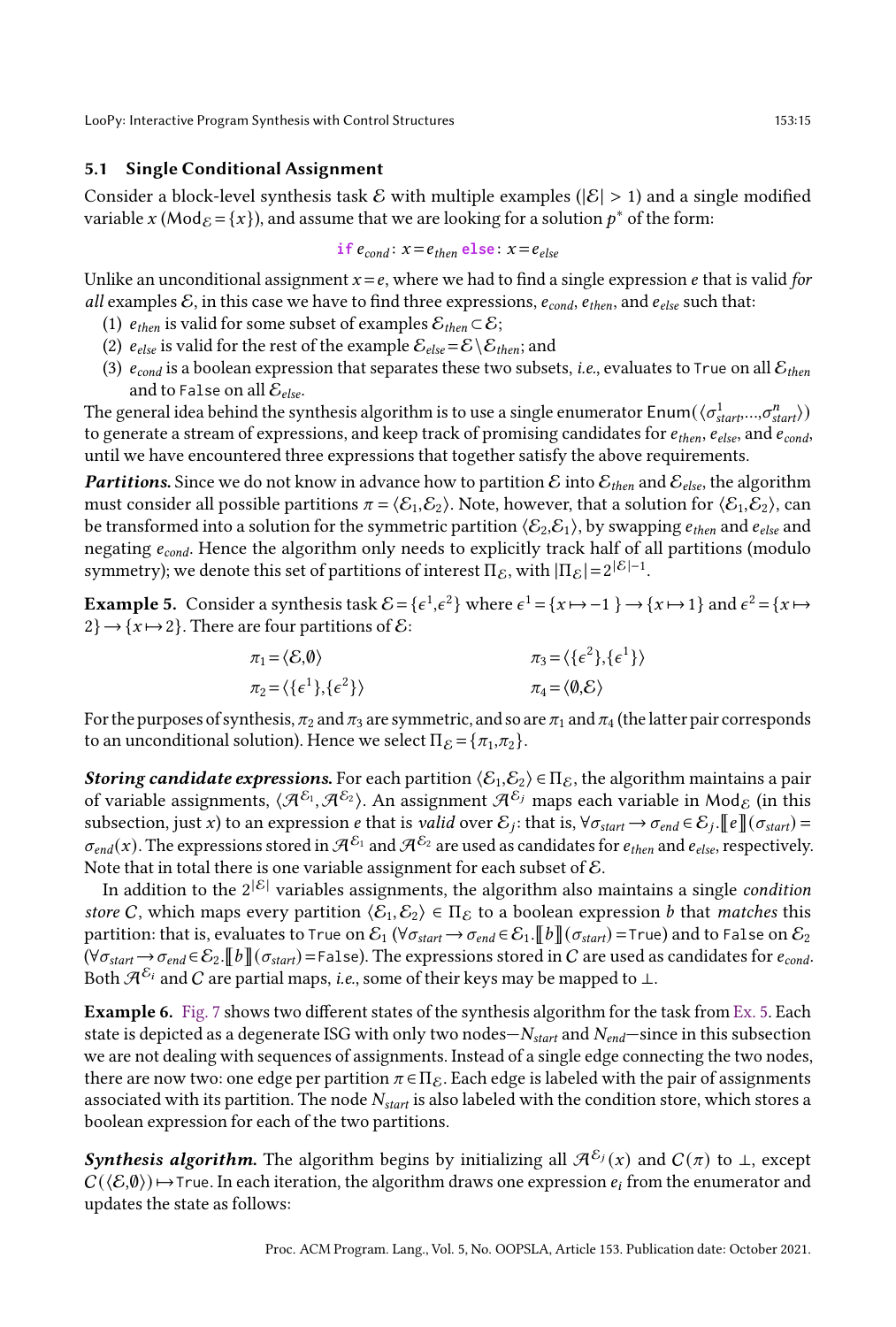### 5.1 Single Conditional Assignment

Consider a block-level synthesis task $\mathcal{E}$ with multiple examples ($|\mathcal{E}| > 1$) and a single modified variable $x$ ($\mathsf{Mod}_{\mathcal{E}} = \{x\}$), and assume that we are looking for a solution $p^*$ of the form:

$$\texttt{if}\ e_{cond}:\ x = e_{then}\ \texttt{else}:\ x = e_{else}$$

Unlike an unconditional assignment $x = e$, where we had to find a single expression $e$ that is valid *for all* examples $\mathcal{E}$, in this case we have to find three expressions, $e_{cond}$, $e_{then}$, and $e_{else}$ such that:

1. $e_{then}$ is valid for some subset of examples $\mathcal{E}_{then} \subset \mathcal{E}$;
2. $e_{else}$ is valid for the rest of the example $\mathcal{E}_{else} = \mathcal{E} \setminus \mathcal{E}_{then}$; and
3. $e_{cond}$ is a boolean expression that separates these two subsets, *i.e.*, evaluates to `True` on all $\mathcal{E}_{then}$ and to `False` on all $\mathcal{E}_{else}$.

The general idea behind the synthesis algorithm is to use a single enumerator $\mathsf{Enum}(\langle \sigma^1_{start}, \ldots, \sigma^n_{start} \rangle)$ to generate a stream of expressions, and keep track of promising candidates for $e_{then}$, $e_{else}$, and $e_{cond}$, until we have encountered three expressions that together satisfy the above requirements.

***Partitions.*** Since we do not know in advance how to partition $\mathcal{E}$ into $\mathcal{E}_{then}$ and $\mathcal{E}_{else}$, the algorithm must consider all possible partitions $\pi = \langle \mathcal{E}_1, \mathcal{E}_2 \rangle$. Note, however, that a solution for $\langle \mathcal{E}_1, \mathcal{E}_2 \rangle$, can be transformed into a solution for the symmetric partition $\langle \mathcal{E}_2, \mathcal{E}_1 \rangle$, by swapping $e_{then}$ and $e_{else}$ and negating $e_{cond}$. Hence the algorithm only needs to explicitly track half of all partitions (modulo symmetry); we denote this set of partitions of interest $\Pi_{\mathcal{E}}$, with $|\Pi_{\mathcal{E}}| = 2^{|\mathcal{E}|-1}$.

**Example 5.** Consider a synthesis task $\mathcal{E} = \{\epsilon^1, \epsilon^2\}$ where $\epsilon^1 = \{x \mapsto -1\} \rightarrow \{x \mapsto 1\}$ and $\epsilon^2 = \{x \mapsto 2\} \rightarrow \{x \mapsto 2\}$. There are four partitions of $\mathcal{E}$:

$$\pi_1 = \langle \mathcal{E}, \emptyset \rangle \qquad \pi_3 = \langle \{\epsilon^2\}, \{\epsilon^1\} \rangle$$
$$\pi_2 = \langle \{\epsilon^1\}, \{\epsilon^2\} \rangle \qquad \pi_4 = \langle \emptyset, \mathcal{E} \rangle$$

For the purposes of synthesis, $\pi_2$ and $\pi_3$ are symmetric, and so are $\pi_1$ and $\pi_4$ (the latter pair corresponds to an unconditional solution). Hence we select $\Pi_{\mathcal{E}} = \{\pi_1, \pi_2\}$.

***Storing candidate expressions.*** For each partition $\langle \mathcal{E}_1, \mathcal{E}_2 \rangle \in \Pi_{\mathcal{E}}$, the algorithm maintains a pair of variable assignments, $\langle \mathcal{A}^{\mathcal{E}_1}, \mathcal{A}^{\mathcal{E}_2} \rangle$. An assignment $\mathcal{A}^{\mathcal{E}_j}$ maps each variable in $\mathsf{Mod}_{\mathcal{E}}$ (in this subsection, just $x$) to an expression $e$ that is *valid* over $\mathcal{E}_j$: that is, $\forall \sigma_{start} \rightarrow \sigma_{end} \in \mathcal{E}_j . [\![e]\!](\sigma_{start}) = \sigma_{end}(x)$. The expressions stored in $\mathcal{A}^{\mathcal{E}_1}$ and $\mathcal{A}^{\mathcal{E}_2}$ are used as candidates for $e_{then}$ and $e_{else}$, respectively. Note that in total there is one variable assignment for each subset of $\mathcal{E}$.

In addition to the $2^{|\mathcal{E}|}$ variables assignments, the algorithm also maintains a single *condition store* $C$, which maps every partition $\langle \mathcal{E}_1, \mathcal{E}_2 \rangle \in \Pi_{\mathcal{E}}$ to a boolean expression $b$ that *matches* this partition: that is, evaluates to `True` on $\mathcal{E}_1$ ($\forall \sigma_{start} \rightarrow \sigma_{end} \in \mathcal{E}_1 . [\![b]\!](\sigma_{start}) = \texttt{True}$) and to `False` on $\mathcal{E}_2$ ($\forall \sigma_{start} \rightarrow \sigma_{end} \in \mathcal{E}_2 . [\![b]\!](\sigma_{start}) = \texttt{False}$). The expressions stored in $C$ are used as candidates for $e_{cond}$. Both $\mathcal{A}^{\mathcal{E}_i}$ and $C$ are partial maps, *i.e.*, some of their keys may be mapped to $\bot$.

**Example 6.** Fig. 7 shows two different states of the synthesis algorithm for the task from Ex. 5. Each state is depicted as a degenerate ISG with only two nodes—$N_{start}$ and $N_{end}$—since in this subsection we are not dealing with sequences of assignments. Instead of a single edge connecting the two nodes, there are now two: one edge per partition $\pi \in \Pi_{\mathcal{E}}$. Each edge is labeled with the pair of assignments associated with its partition. The node $N_{start}$ is also labeled with the condition store, which stores a boolean expression for each of the two partitions.

***Synthesis algorithm.*** The algorithm begins by initializing all $\mathcal{A}^{\mathcal{E}_j}(x)$ and $C(\pi)$ to $\bot$, except $C(\langle \mathcal{E}, \emptyset \rangle) \mapsto \texttt{True}$. In each iteration, the algorithm draws one expression $e_i$ from the enumerator and updates the state as follows: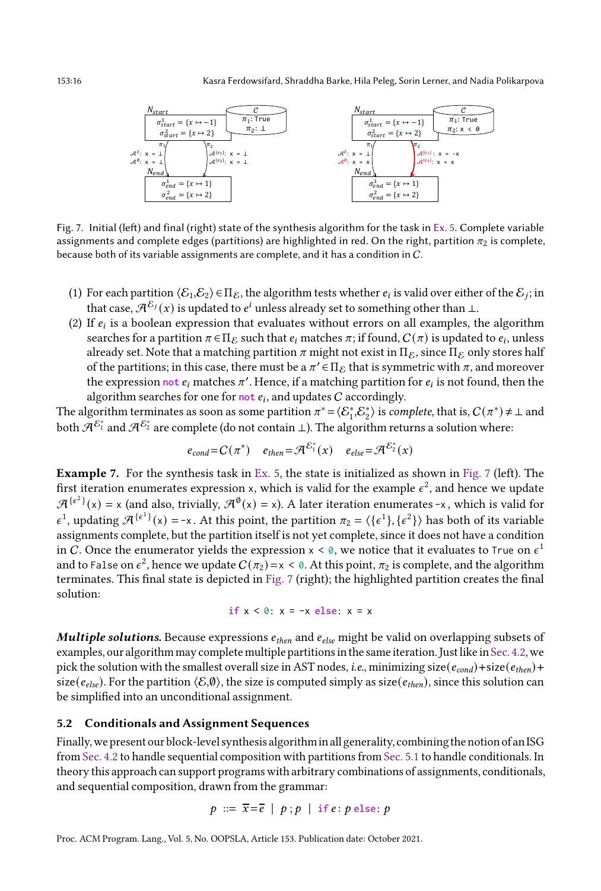Fig. 7. Initial (left) and final (right) state of the synthesis algorithm for the task in Ex. 5. Complete variable assignments and complete edges (partitions) are highlighted in red. On the right, partition $\pi_2$ is complete, because both of its variable assignments are complete, and it has a condition in $C$.

(1) For each partition $\langle \mathcal{E}_1, \mathcal{E}_2 \rangle \in \Pi_{\mathcal{E}}$, the algorithm tests whether $e_i$ is valid over either of the $\mathcal{E}_j$; in that case, $\mathcal{A}^{\mathcal{E}_j}(x)$ is updated to $e^i$ unless already set to something other than $\bot$.

(2) If $e_i$ is a boolean expression that evaluates without errors on all examples, the algorithm searches for a partition $\pi \in \Pi_{\mathcal{E}}$ such that $e_i$ matches $\pi$; if found, $C(\pi)$ is updated to $e_i$, unless already set. Note that a matching partition $\pi$ might not exist in $\Pi_{\mathcal{E}}$, since $\Pi_{\mathcal{E}}$ only stores half of the partitions; in this case, there must be a $\pi' \in \Pi_{\mathcal{E}}$ that is symmetric with $\pi$, and moreover the expression `not` $e_i$ matches $\pi'$. Hence, if a matching partition for $e_i$ is not found, then the algorithm searches for one for `not` $e_i$, and updates $C$ accordingly.

The algorithm terminates as soon as some partition $\pi^* = \langle \mathcal{E}_1^*, \mathcal{E}_2^* \rangle$ is *complete*, that is, $C(\pi^*) \neq \bot$ and both $\mathcal{A}^{\mathcal{E}_1^*}$ and $\mathcal{A}^{\mathcal{E}_2^*}$ are complete (do not contain $\bot$). The algorithm returns a solution where:

$$e_{cond} = C(\pi^*) \quad e_{then} = \mathcal{A}^{\mathcal{E}_1^*}(x) \quad e_{else} = \mathcal{A}^{\mathcal{E}_2^*}(x)$$

**Example 7.** For the synthesis task in Ex. 5, the state is initialized as shown in Fig. 7 (left). The first iteration enumerates expression `x`, which is valid for the example $\epsilon^2$, and hence we update $\mathcal{A}^{\{\epsilon^2\}}(\texttt{x}) = \texttt{x}$ (and also, trivially, $\mathcal{A}^{\emptyset}(\texttt{x}) = \texttt{x}$). A later iteration enumerates `-x`, which is valid for $\epsilon^1$, updating $\mathcal{A}^{\{\epsilon^1\}}(\texttt{x}) = \texttt{-x}$. At this point, the partition $\pi_2 = \langle \{\epsilon^1\}, \{\epsilon^2\} \rangle$ has both of its variable assignments complete, but the partition itself is not yet complete, since it does not have a condition in $C$. Once the enumerator yields the expression `x < 0`, we notice that it evaluates to `True` on $\epsilon^1$ and to `False` on $\epsilon^2$, hence we update $C(\pi_2) = \texttt{x < 0}$. At this point, $\pi_2$ is complete, and the algorithm terminates. This final state is depicted in Fig. 7 (right); the highlighted partition creates the final solution:

```
if x < 0: x = -x else: x = x
```

***Multiple solutions.*** Because expressions $e_{then}$ and $e_{else}$ might be valid on overlapping subsets of examples, our algorithm may complete multiple partitions in the same iteration. Just like in Sec. 4.2, we pick the solution with the smallest overall size in AST nodes, *i.e.*, minimizing size$(e_{cond})$+size$(e_{then})$+size$(e_{else})$. For the partition $\langle \mathcal{E}, \emptyset \rangle$, the size is computed simply as size$(e_{then})$, since this solution can be simplified into an unconditional assignment.

## 5.2 Conditionals and Assignment Sequences

Finally, we present our block-level synthesis algorithm in all generality, combining the notion of an ISG from Sec. 4.2 to handle sequential composition with partitions from Sec. 5.1 to handle conditionals. In theory this approach can support programs with arbitrary combinations of assignments, conditionals, and sequential composition, drawn from the grammar:

$$p \ ::= \ \overline{x} = \overline{e} \ \mid \ p\,;p \ \mid \ \textbf{if}\ e : p\ \textbf{else} : p$$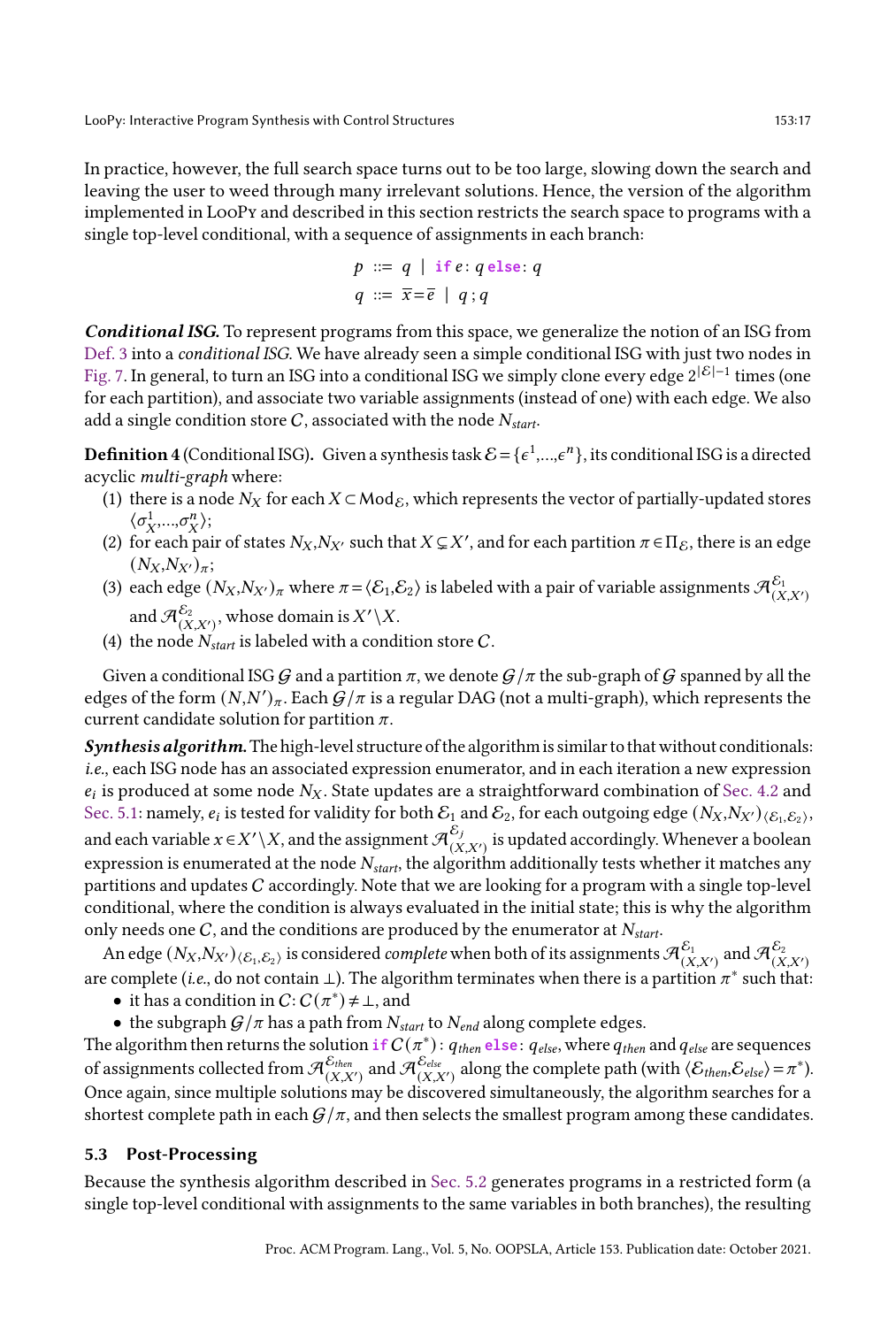In practice, however, the full search space turns out to be too large, slowing down the search and leaving the user to weed through many irrelevant solutions. Hence, the version of the algorithm implemented in LoopPy and described in this section restricts the search space to programs with a single top-level conditional, with a sequence of assignments in each branch:

$$p ::= q \mid \textbf{if}\, e : q\, \textbf{else}: q$$
$$q ::= \overline{x} = \overline{e} \mid q\, ; q$$

***Conditional ISG.*** To represent programs from this space, we generalize the notion of an ISG from Def. 3 into a *conditional ISG.* We have already seen a simple conditional ISG with just two nodes in Fig. 7. In general, to turn an ISG into a conditional ISG we simply clone every edge $2^{|\mathcal{E}|-1}$ times (one for each partition), and associate two variable assignments (instead of one) with each edge. We also add a single condition store $C$, associated with the node $N_{start}$.

**Definition 4** (Conditional ISG)**.** Given a synthesis task $\mathcal{E} = \{\epsilon^1, \ldots, \epsilon^n\}$, its conditional ISG is a directed acyclic *multi-graph* where:

1. there is a node $N_X$ for each $X \subset \mathrm{Mod}_{\mathcal{E}}$, which represents the vector of partially-updated stores $\langle \sigma_X^1, \ldots, \sigma_X^n \rangle$;
2. for each pair of states $N_X, N_{X'}$ such that $X \subsetneq X'$, and for each partition $\pi \in \Pi_{\mathcal{E}}$, there is an edge $(N_X, N_{X'})_\pi$;
3. each edge $(N_X, N_{X'})_\pi$ where $\pi = \langle \mathcal{E}_1, \mathcal{E}_2 \rangle$ is labeled with a pair of variable assignments $\mathcal{A}^{\mathcal{E}_1}_{(X,X')}$ and $\mathcal{A}^{\mathcal{E}_2}_{(X,X')}$, whose domain is $X' \setminus X$.
4. the node $N_{start}$ is labeled with a condition store $C$.

Given a conditional ISG $\mathcal{G}$ and a partition $\pi$, we denote $\mathcal{G}/\pi$ the sub-graph of $\mathcal{G}$ spanned by all the edges of the form $(N, N')_\pi$. Each $\mathcal{G}/\pi$ is a regular DAG (not a multi-graph), which represents the current candidate solution for partition $\pi$.

***Synthesis algorithm.*** The high-level structure of the algorithm is similar to that without conditionals: *i.e.*, each ISG node has an associated expression enumerator, and in each iteration a new expression $e_i$ is produced at some node $N_X$. State updates are a straightforward combination of Sec. 4.2 and Sec. 5.1: namely, $e_i$ is tested for validity for both $\mathcal{E}_1$ and $\mathcal{E}_2$, for each outgoing edge $(N_X, N_{X'})_{\langle \mathcal{E}_1, \mathcal{E}_2 \rangle}$, and each variable $x \in X' \setminus X$, and the assignment $\mathcal{A}^{\mathcal{E}_j}_{(X,X')}$ is updated accordingly. Whenever a boolean expression is enumerated at the node $N_{start}$, the algorithm additionally tests whether it matches any partitions and updates $C$ accordingly. Note that we are looking for a program with a single top-level conditional, where the condition is always evaluated in the initial state; this is why the algorithm only needs one $C$, and the conditions are produced by the enumerator at $N_{start}$.

An edge $(N_X, N_{X'})_{\langle \mathcal{E}_1, \mathcal{E}_2 \rangle}$ is considered *complete* when both of its assignments $\mathcal{A}^{\mathcal{E}_1}_{(X,X')}$ and $\mathcal{A}^{\mathcal{E}_2}_{(X,X')}$ are complete (*i.e.*, do not contain $\bot$). The algorithm terminates when there is a partition $\pi^*$ such that:

- it has a condition in $C$: $C(\pi^*) \neq \bot$, and
- the subgraph $\mathcal{G}/\pi$ has a path from $N_{start}$ to $N_{end}$ along complete edges.

The algorithm then returns the solution **if** $C(\pi^*)$ : $q_{then}$ **else**: $q_{else}$, where $q_{then}$ and $q_{else}$ are sequences of assignments collected from $\mathcal{A}^{\mathcal{E}_{then}}_{(X,X')}$ and $\mathcal{A}^{\mathcal{E}_{else}}_{(X,X')}$ along the complete path (with $\langle \mathcal{E}_{then}, \mathcal{E}_{else} \rangle = \pi^*$). Once again, since multiple solutions may be discovered simultaneously, the algorithm searches for a shortest complete path in each $\mathcal{G}/\pi$, and then selects the smallest program among these candidates.

### 5.3 Post-Processing

Because the synthesis algorithm described in Sec. 5.2 generates programs in a restricted form (a single top-level conditional with assignments to the same variables in both branches), the resulting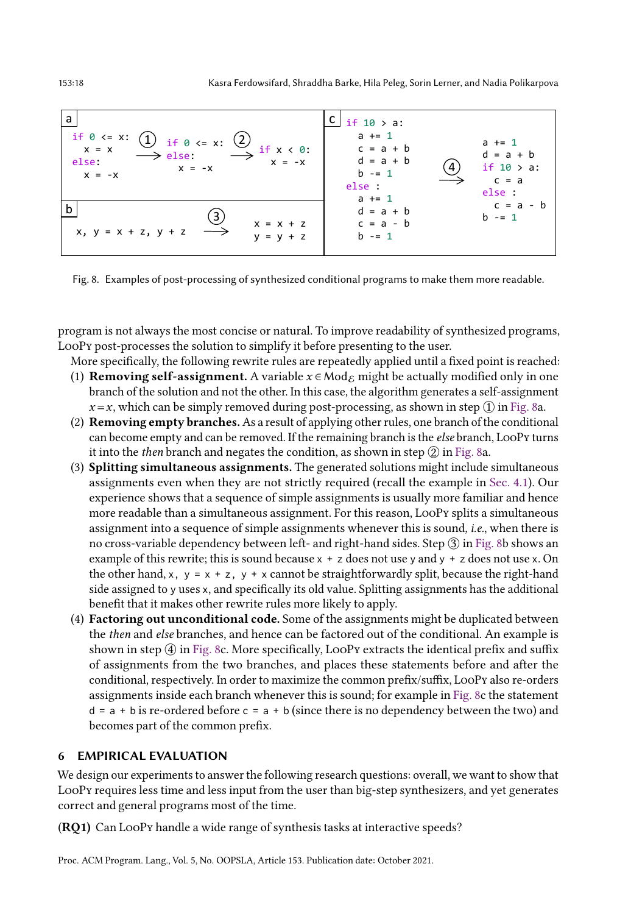**a**

```
if 0 <= x:        (1)    if 0 <= x:    (2)    if x < 0:
  x = x           -->    else:         -->      x = -x
else:                      x = -x
  x = -x
```

**b**

```
x, y = x + z, y + z    (3)    x = x + z
                       -->    y = y + z
```

**c**

```
if 10 > a:                 a += 1
  a += 1                   d = a + b
  c = a + b         (4)    if 10 > a:
  d = a + b         -->      c = a
  b -= 1                   else :
else :                       c = a - b
  a += 1                   b -= 1
  d = a + b
  c = a - b
  b -= 1
```

Fig. 8. Examples of post-processing of synthesized conditional programs to make them more readable.

program is not always the most concise or natural. To improve readability of synthesized programs, LoopPy post-processes the solution to simplify it before presenting to the user.

More specifically, the following rewrite rules are repeatedly applied until a fixed point is reached:

1. **Removing self-assignment.** A variable $x \in \text{Mod}_{\mathcal{E}}$ might be actually modified only in one branch of the solution and not the other. In this case, the algorithm generates a self-assignment $x = x$, which can be simply removed during post-processing, as shown in step ① in Fig. 8a.
2. **Removing empty branches.** As a result of applying other rules, one branch of the conditional can become empty and can be removed. If the remaining branch is the *else* branch, LoopPy turns it into the *then* branch and negates the condition, as shown in step ② in Fig. 8a.
3. **Splitting simultaneous assignments.** The generated solutions might include simultaneous assignments even when they are not strictly required (recall the example in Sec. 4.1). Our experience shows that a sequence of simple assignments is usually more familiar and hence more readable than a simultaneous assignment. For this reason, LoopPy splits a simultaneous assignment into a sequence of simple assignments whenever this is sound, *i.e.,* when there is no cross-variable dependency between left- and right-hand sides. Step ③ in Fig. 8b shows an example of this rewrite; this is sound because `x + z` does not use `y` and `y + z` does not use `x`. On the other hand, `x, y = x + z, y + x` cannot be straightforwardly split, because the right-hand side assigned to `y` uses `x`, and specifically its old value. Splitting assignments has the additional benefit that it makes other rewrite rules more likely to apply.
4. **Factoring out unconditional code.** Some of the assignments might be duplicated between the *then* and *else* branches, and hence can be factored out of the conditional. An example is shown in step ④ in Fig. 8c. More specifically, LoopPy extracts the identical prefix and suffix of assignments from the two branches, and places these statements before and after the conditional, respectively. In order to maximize the common prefix/suffix, LoopPy also re-orders assignments inside each branch whenever this is sound; for example in Fig. 8c the statement `d = a + b` is re-ordered before `c = a + b` (since there is no dependency between the two) and becomes part of the common prefix.

## 6 EMPIRICAL EVALUATION

We design our experiments to answer the following research questions: overall, we want to show that LoopPy requires less time and less input from the user than big-step synthesizers, and yet generates correct and general programs most of the time.

**(RQ1)** Can LoopPy handle a wide range of synthesis tasks at interactive speeds?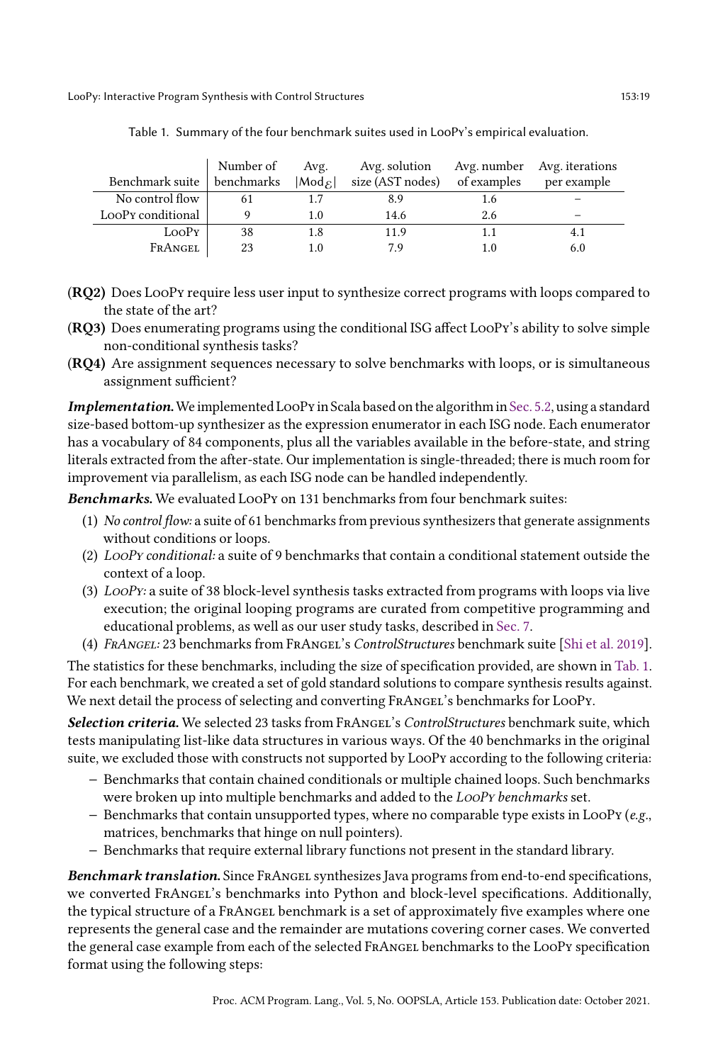Table 1. Summary of the four benchmark suites used in LooPy's empirical evaluation.

| Benchmark suite | Number of benchmarks | Avg. $\lvert\text{Mod}_{\mathcal{E}}\rvert$ | Avg. solution size (AST nodes) | Avg. number of examples | Avg. iterations per example |
|---|---|---|---|---|---|
| No control flow | 61 | 1.7 | 8.9 | 1.6 | – |
| LooPy conditional | 9 | 1.0 | 14.6 | 2.6 | – |
| LooPy | 38 | 1.8 | 11.9 | 1.1 | 4.1 |
| FrAngel | 23 | 1.0 | 7.9 | 1.0 | 6.0 |

**(RQ2)** Does LooPy require less user input to synthesize correct programs with loops compared to the state of the art?

**(RQ3)** Does enumerating programs using the conditional ISG affect LooPy's ability to solve simple non-conditional synthesis tasks?

**(RQ4)** Are assignment sequences necessary to solve benchmarks with loops, or is simultaneous assignment sufficient?

***Implementation.*** We implemented LooPy in Scala based on the algorithm in Sec. 5.2, using a standard size-based bottom-up synthesizer as the expression enumerator in each ISG node. Each enumerator has a vocabulary of 84 components, plus all the variables available in the before-state, and string literals extracted from the after-state. Our implementation is single-threaded; there is much room for improvement via parallelism, as each ISG node can be handled independently.

***Benchmarks.*** We evaluated LooPy on 131 benchmarks from four benchmark suites:

(1) *No control flow:* a suite of 61 benchmarks from previous synthesizers that generate assignments without conditions or loops.
(2) *LooPy conditional:* a suite of 9 benchmarks that contain a conditional statement outside the context of a loop.
(3) *LooPy:* a suite of 38 block-level synthesis tasks extracted from programs with loops via live execution; the original looping programs are curated from competitive programming and educational problems, as well as our user study tasks, described in Sec. 7.
(4) *FrAngel:* 23 benchmarks from FrAngel's *ControlStructures* benchmark suite [Shi et al. 2019].

The statistics for these benchmarks, including the size of specification provided, are shown in Tab. 1. For each benchmark, we created a set of gold standard solutions to compare synthesis results against. We next detail the process of selecting and converting FrAngel's benchmarks for LooPy.

***Selection criteria.*** We selected 23 tasks from FrAngel's *ControlStructures* benchmark suite, which tests manipulating list-like data structures in various ways. Of the 40 benchmarks in the original suite, we excluded those with constructs not supported by LooPy according to the following criteria:

- Benchmarks that contain chained conditionals or multiple chained loops. Such benchmarks were broken up into multiple benchmarks and added to the *LooPy benchmarks* set.
- Benchmarks that contain unsupported types, where no comparable type exists in LooPy (*e.g.*, matrices, benchmarks that hinge on null pointers).
- Benchmarks that require external library functions not present in the standard library.

***Benchmark translation.*** Since FrAngel synthesizes Java programs from end-to-end specifications, we converted FrAngel's benchmarks into Python and block-level specifications. Additionally, the typical structure of a FrAngel benchmark is a set of approximately five examples where one represents the general case and the remainder are mutations covering corner cases. We converted the general case example from each of the selected FrAngel benchmarks to the LooPy specification format using the following steps: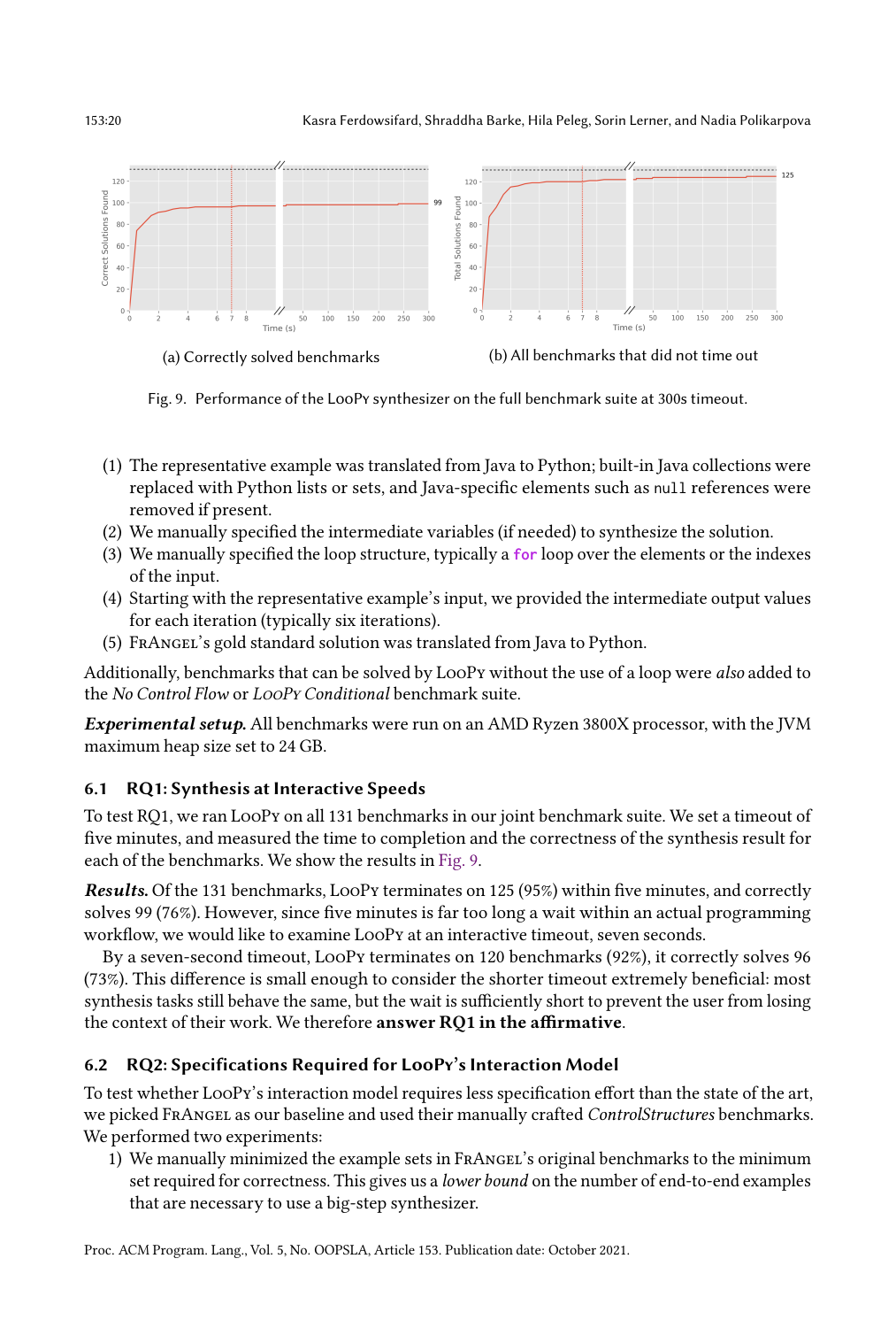(a) Correctly solved benchmarks

(b) All benchmarks that did not time out

Fig. 9. Performance of the LooPy synthesizer on the full benchmark suite at 300s timeout.

(1) The representative example was translated from Java to Python; built-in Java collections were replaced with Python lists or sets, and Java-specific elements such as `null` references were removed if present.
(2) We manually specified the intermediate variables (if needed) to synthesize the solution.
(3) We manually specified the loop structure, typically a `for` loop over the elements or the indexes of the input.
(4) Starting with the representative example's input, we provided the intermediate output values for each iteration (typically six iterations).
(5) FrAngel's gold standard solution was translated from Java to Python.

Additionally, benchmarks that can be solved by LooPy without the use of a loop were *also* added to the *No Control Flow* or *LooPy Conditional* benchmark suite.

***Experimental setup.*** All benchmarks were run on an AMD Ryzen 3800X processor, with the JVM maximum heap size set to 24 GB.

### 6.1 RQ1: Synthesis at Interactive Speeds

To test RQ1, we ran LooPy on all 131 benchmarks in our joint benchmark suite. We set a timeout of five minutes, and measured the time to completion and the correctness of the synthesis result for each of the benchmarks. We show the results in Fig. 9.

***Results.*** Of the 131 benchmarks, LooPy terminates on 125 (95%) within five minutes, and correctly solves 99 (76%). However, since five minutes is far too long a wait within an actual programming workflow, we would like to examine LooPy at an interactive timeout, seven seconds.

By a seven-second timeout, LooPy terminates on 120 benchmarks (92%), it correctly solves 96 (73%). This difference is small enough to consider the shorter timeout extremely beneficial: most synthesis tasks still behave the same, but the wait is sufficiently short to prevent the user from losing the context of their work. We therefore **answer RQ1 in the affirmative**.

### 6.2 RQ2: Specifications Required for LooPy's Interaction Model

To test whether LooPy's interaction model requires less specification effort than the state of the art, we picked FrAngel as our baseline and used their manually crafted *ControlStructures* benchmarks. We performed two experiments:

1) We manually minimized the example sets in FrAngel's original benchmarks to the minimum set required for correctness. This gives us a *lower bound* on the number of end-to-end examples that are necessary to use a big-step synthesizer.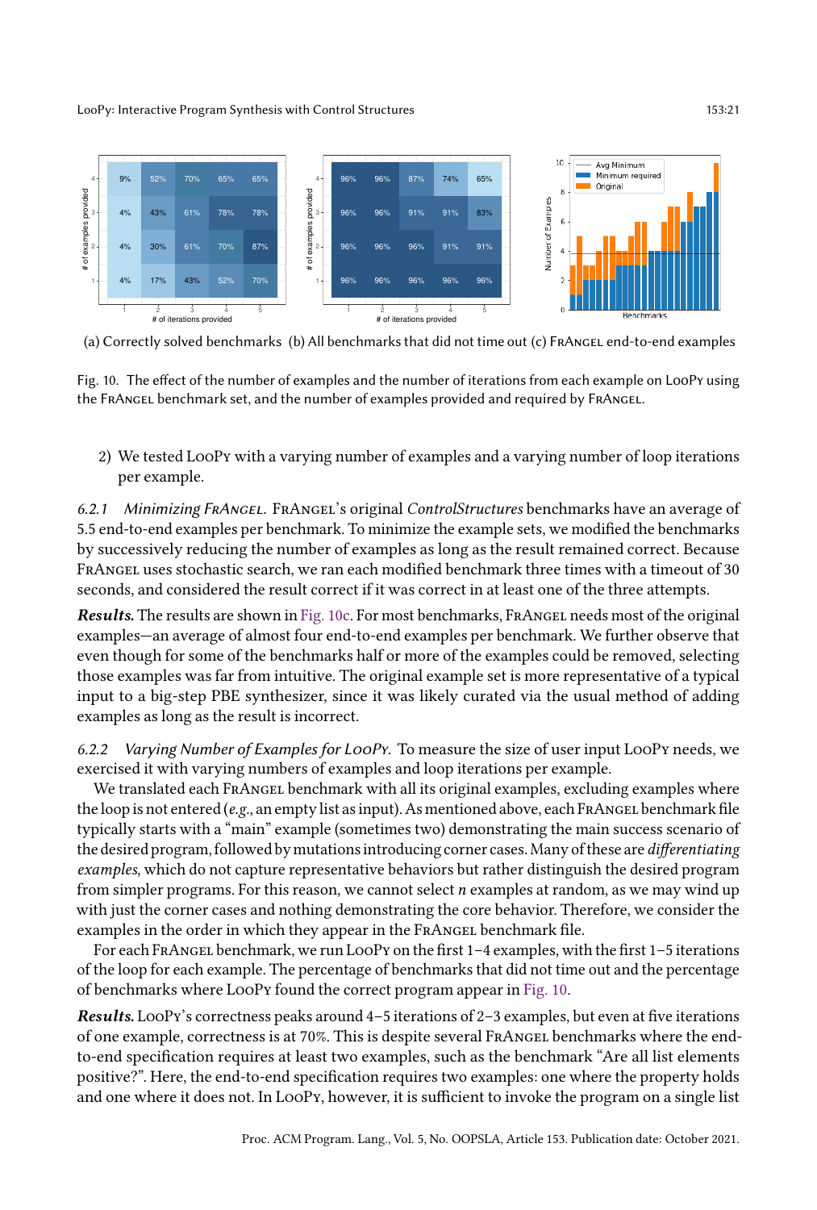(a) Correctly solved benchmarks (b) All benchmarks that did not time out (c) FrAngel end-to-end examples

Fig. 10. The effect of the number of examples and the number of iterations from each example on LooPy using the FrAngel benchmark set, and the number of examples provided and required by FrAngel.

2) We tested LooPy with a varying number of examples and a varying number of loop iterations per example.

#### 6.2.1 *Minimizing FrAngel.*

FrAngel's original *ControlStructures* benchmarks have an average of 5.5 end-to-end examples per benchmark. To minimize the example sets, we modified the benchmarks by successively reducing the number of examples as long as the result remained correct. Because FrAngel uses stochastic search, we ran each modified benchmark three times with a timeout of 30 seconds, and considered the result correct if it was correct in at least one of the three attempts.

***Results.*** The results are shown in Fig. 10c. For most benchmarks, FrAngel needs most of the original examples—an average of almost four end-to-end examples per benchmark. We further observe that even though for some of the benchmarks half or more of the examples could be removed, selecting those examples was far from intuitive. The original example set is more representative of a typical input to a big-step PBE synthesizer, since it was likely curated via the usual method of adding examples as long as the result is incorrect.

#### 6.2.2 *Varying Number of Examples for LooPy.*

To measure the size of user input LooPy needs, we exercised it with varying numbers of examples and loop iterations per example.

We translated each FrAngel benchmark with all its original examples, excluding examples where the loop is not entered (*e.g.*, an empty list as input). As mentioned above, each FrAngel benchmark file typically starts with a "main" example (sometimes two) demonstrating the main success scenario of the desired program, followed by mutations introducing corner cases. Many of these are *differentiating examples*, which do not capture representative behaviors but rather distinguish the desired program from simpler programs. For this reason, we cannot select $n$ examples at random, as we may wind up with just the corner cases and nothing demonstrating the core behavior. Therefore, we consider the examples in the order in which they appear in the FrAngel benchmark file.

For each FrAngel benchmark, we run LooPy on the first 1–4 examples, with the first 1–5 iterations of the loop for each example. The percentage of benchmarks that did not time out and the percentage of benchmarks where LooPy found the correct program appear in Fig. 10.

***Results.*** LooPy's correctness peaks around 4–5 iterations of 2–3 examples, but even at five iterations of one example, correctness is at 70%. This is despite several FrAngel benchmarks where the end-to-end specification requires at least two examples, such as the benchmark "Are all list elements positive?". Here, the end-to-end specification requires two examples: one where the property holds and one where it does not. In LooPy, however, it is sufficient to invoke the program on a single list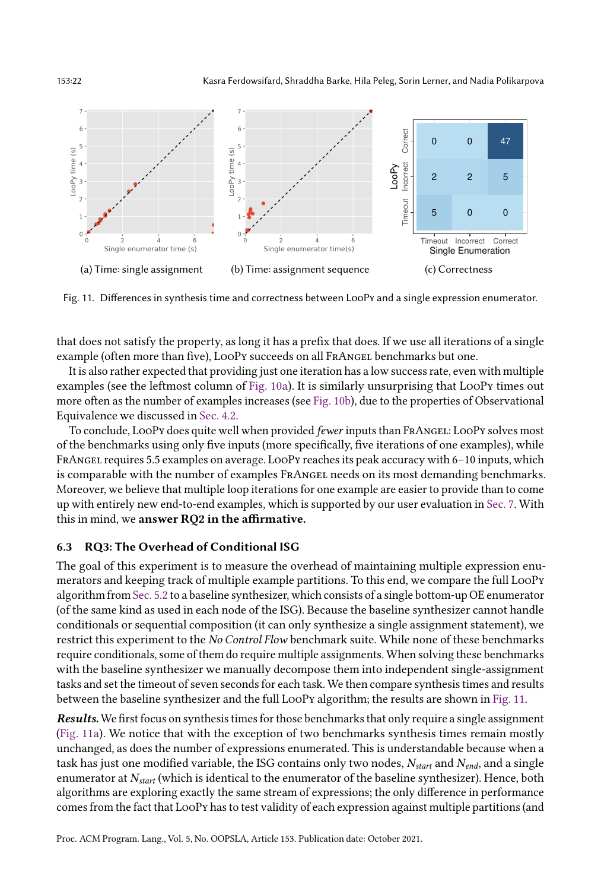(a) Time: single assignment

(b) Time: assignment sequence

(c) Correctness

| LooPy \ Single Enumeration | Timeout | Incorrect | Correct |
|---|---|---|---|
| Correct | 0 | 0 | 47 |
| Incorrect | 2 | 2 | 5 |
| Timeout | 5 | 0 | 0 |

Fig. 11. Differences in synthesis time and correctness between LooPy and a single expression enumerator.

that does not satisfy the property, as long it has a prefix that does. If we use all iterations of a single example (often more than five), LooPy succeeds on all FrAngel benchmarks but one.

It is also rather expected that providing just one iteration has a low success rate, even with multiple examples (see the leftmost column of Fig. 10a). It is similarly unsurprising that LooPy times out more often as the number of examples increases (see Fig. 10b), due to the properties of Observational Equivalence we discussed in Sec. 4.2.

To conclude, LooPy does quite well when provided *fewer* inputs than FrAngel: LooPy solves most of the benchmarks using only five inputs (more specifically, five iterations of one examples), while FrAngel requires 5.5 examples on average. LooPy reaches its peak accuracy with 6–10 inputs, which is comparable with the number of examples FrAngel needs on its most demanding benchmarks. Moreover, we believe that multiple loop iterations for one example are easier to provide than to come up with entirely new end-to-end examples, which is supported by our user evaluation in Sec. 7. With this in mind, we **answer RQ2 in the affirmative.**

### 6.3 RQ3: The Overhead of Conditional ISG

The goal of this experiment is to measure the overhead of maintaining multiple expression enumerators and keeping track of multiple example partitions. To this end, we compare the full LooPy algorithm from Sec. 5.2 to a baseline synthesizer, which consists of a single bottom-up OE enumerator (of the same kind as used in each node of the ISG). Because the baseline synthesizer cannot handle conditionals or sequential composition (it can only synthesize a single assignment statement), we restrict this experiment to the *No Control Flow* benchmark suite. While none of these benchmarks require conditionals, some of them do require multiple assignments. When solving these benchmarks with the baseline synthesizer we manually decompose them into independent single-assignment tasks and set the timeout of seven seconds for each task. We then compare synthesis times and results between the baseline synthesizer and the full LooPy algorithm; the results are shown in Fig. 11.

***Results.*** We first focus on synthesis times for those benchmarks that only require a single assignment (Fig. 11a). We notice that with the exception of two benchmarks synthesis times remain mostly unchanged, as does the number of expressions enumerated. This is understandable because when a task has just one modified variable, the ISG contains only two nodes, $N_{start}$ and $N_{end}$, and a single enumerator at $N_{start}$ (which is identical to the enumerator of the baseline synthesizer). Hence, both algorithms are exploring exactly the same stream of expressions; the only difference in performance comes from the fact that LooPy has to test validity of each expression against multiple partitions (and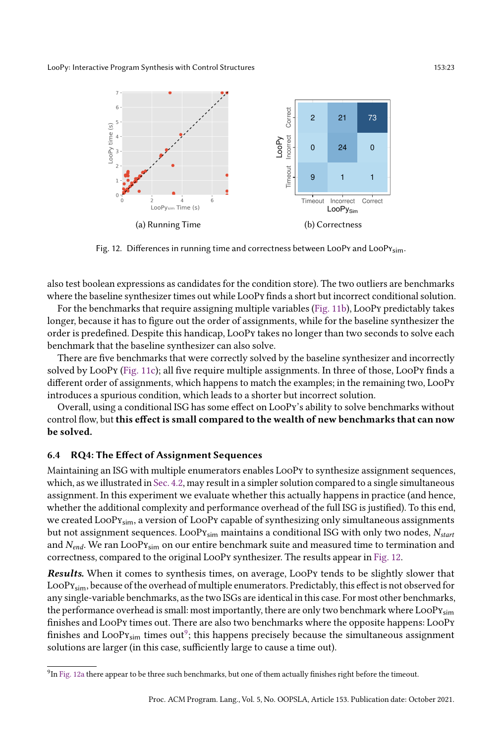(a) Running Time

(b) Correctness

| | Timeout | Incorrect | Correct |
|---|---|---|---|
| Correct | 2 | 21 | 73 |
| Incorrect | 0 | 24 | 0 |
| Timeout | 9 | 1 | 1 |

Fig. 12. Differences in running time and correctness between LooPy and $\text{LooPy}_{\text{sim}}$.

also test boolean expressions as candidates for the condition store). The two outliers are benchmarks where the baseline synthesizer times out while LooPy finds a short but incorrect conditional solution.

For the benchmarks that require assigning multiple variables (Fig. 11b), LooPy predictably takes longer, because it has to figure out the order of assignments, while for the baseline synthesizer the order is predefined. Despite this handicap, LooPy takes no longer than two seconds to solve each benchmark that the baseline synthesizer can also solve.

There are five benchmarks that were correctly solved by the baseline synthesizer and incorrectly solved by LooPy (Fig. 11c); all five require multiple assignments. In three of those, LooPy finds a different order of assignments, which happens to match the examples; in the remaining two, LooPy introduces a spurious condition, which leads to a shorter but incorrect solution.

Overall, using a conditional ISG has some effect on LooPy's ability to solve benchmarks without control flow, but **this effect is small compared to the wealth of new benchmarks that can now be solved.**

### 6.4 RQ4: The Effect of Assignment Sequences

Maintaining an ISG with multiple enumerators enables LooPy to synthesize assignment sequences, which, as we illustrated in Sec. 4.2, may result in a simpler solution compared to a single simultaneous assignment. In this experiment we evaluate whether this actually happens in practice (and hence, whether the additional complexity and performance overhead of the full ISG is justified). To this end, we created $\text{LooPy}_{\text{sim}}$, a version of LooPy capable of synthesizing only simultaneous assignments but not assignment sequences. $\text{LooPy}_{\text{sim}}$ maintains a conditional ISG with only two nodes, $N_{start}$ and $N_{end}$. We ran $\text{LooPy}_{\text{sim}}$ on our entire benchmark suite and measured time to termination and correctness, compared to the original LooPy synthesizer. The results appear in Fig. 12.

***Results.*** When it comes to synthesis times, on average, LooPy tends to be slightly slower that $\text{LooPy}_{\text{sim}}$, because of the overhead of multiple enumerators. Predictably, this effect is not observed for any single-variable benchmarks, as the two ISGs are identical in this case. For most other benchmarks, the performance overhead is small: most importantly, there are only two benchmark where $\text{LooPy}_{\text{sim}}$ finishes and LooPy times out. There are also two benchmarks where the opposite happens: LooPy finishes and $\text{LooPy}_{\text{sim}}$ times out[9]; this happens precisely because the simultaneous assignment solutions are larger (in this case, sufficiently large to cause a time out).

[9] In Fig. 12a there appear to be three such benchmarks, but one of them actually finishes right before the timeout.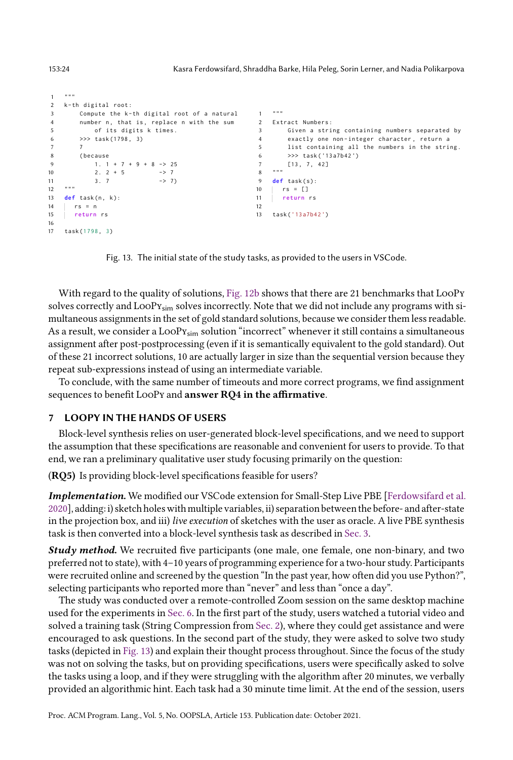```python
"""
k-th digital root:
    Compute the k-th digital root of a natural
    number n, that is, replace n with the sum
        of its digits k times.
    >>> task(1798, 3)
    7
    (because
        1. 1 + 7 + 9 + 8 -> 25
        2. 2 + 5         -> 7
        3. 7             -> 7)
"""
def task(n, k):
    rs = n
    return rs

task(1798, 3)
```

```python
"""
Extract Numbers:
    Given a string containing numbers separated by
    exactly one non-integer character, return a
    list containing all the numbers in the string.
    >>> task('13a7b42')
    [13, 7, 42]
"""
def task(s):
    rs = []
    return rs

task('13a7b42')
```

Fig. 13. The initial state of the study tasks, as provided to the users in VSCode.

With regard to the quality of solutions, Fig. 12b shows that there are 21 benchmarks that LooPy solves correctly and $\text{LooPy}_{\text{sim}}$ solves incorrectly. Note that we did not include any programs with simultaneous assignments in the set of gold standard solutions, because we consider them less readable. As a result, we consider a $\text{LooPy}_{\text{sim}}$ solution "incorrect" whenever it still contains a simultaneous assignment after post-postprocessing (even if it is semantically equivalent to the gold standard). Out of these 21 incorrect solutions, 10 are actually larger in size than the sequential version because they repeat sub-expressions instead of using an intermediate variable.

To conclude, with the same number of timeouts and more correct programs, we find assignment sequences to benefit LooPy and **answer RQ4 in the affirmative**.

## 7 LOOPY IN THE HANDS OF USERS

Block-level synthesis relies on user-generated block-level specifications, and we need to support the assumption that these specifications are reasonable and convenient for users to provide. To that end, we ran a preliminary qualitative user study focusing primarily on the question:

**(RQ5)** Is providing block-level specifications feasible for users?

***Implementation.*** We modified our VSCode extension for Small-Step Live PBE [Ferdowsifard et al. 2020], adding: i) sketch holes with multiple variables, ii) separation between the before- and after-state in the projection box, and iii) *live execution* of sketches with the user as oracle. A live PBE synthesis task is then converted into a block-level synthesis task as described in Sec. 3.

***Study method.*** We recruited five participants (one male, one female, one non-binary, and two preferred not to state), with 4–10 years of programming experience for a two-hour study. Participants were recruited online and screened by the question "In the past year, how often did you use Python?", selecting participants who reported more than "never" and less than "once a day".

The study was conducted over a remote-controlled Zoom session on the same desktop machine used for the experiments in Sec. 6. In the first part of the study, users watched a tutorial video and solved a training task (String Compression from Sec. 2), where they could get assistance and were encouraged to ask questions. In the second part of the study, they were asked to solve two study tasks (depicted in Fig. 13) and explain their thought process throughout. Since the focus of the study was not on solving the tasks, but on providing specifications, users were specifically asked to solve the tasks using a loop, and if they were struggling with the algorithm after 20 minutes, we verbally provided an algorithmic hint. Each task had a 30 minute time limit. At the end of the session, users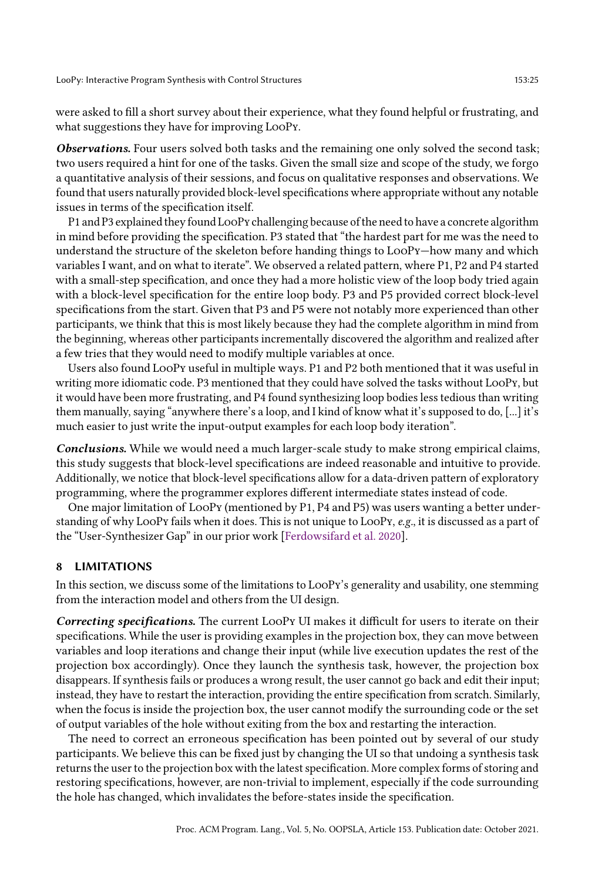were asked to fill a short survey about their experience, what they found helpful or frustrating, and what suggestions they have for improving LooPy.

***Observations.*** Four users solved both tasks and the remaining one only solved the second task; two users required a hint for one of the tasks. Given the small size and scope of the study, we forgo a quantitative analysis of their sessions, and focus on qualitative responses and observations. We found that users naturally provided block-level specifications where appropriate without any notable issues in terms of the specification itself.

P1 and P3 explained they found LooPy challenging because of the need to have a concrete algorithm in mind before providing the specification. P3 stated that "the hardest part for me was the need to understand the structure of the skeleton before handing things to LooPy—how many and which variables I want, and on what to iterate". We observed a related pattern, where P1, P2 and P4 started with a small-step specification, and once they had a more holistic view of the loop body tried again with a block-level specification for the entire loop body. P3 and P5 provided correct block-level specifications from the start. Given that P3 and P5 were not notably more experienced than other participants, we think that this is most likely because they had the complete algorithm in mind from the beginning, whereas other participants incrementally discovered the algorithm and realized after a few tries that they would need to modify multiple variables at once.

Users also found LooPy useful in multiple ways. P1 and P2 both mentioned that it was useful in writing more idiomatic code. P3 mentioned that they could have solved the tasks without LooPy, but it would have been more frustrating, and P4 found synthesizing loop bodies less tedious than writing them manually, saying "anywhere there's a loop, and I kind of know what it's supposed to do, [...] it's much easier to just write the input-output examples for each loop body iteration".

***Conclusions.*** While we would need a much larger-scale study to make strong empirical claims, this study suggests that block-level specifications are indeed reasonable and intuitive to provide. Additionally, we notice that block-level specifications allow for a data-driven pattern of exploratory programming, where the programmer explores different intermediate states instead of code.

One major limitation of LooPy (mentioned by P1, P4 and P5) was users wanting a better understanding of why LooPy fails when it does. This is not unique to LooPy, *e.g.*, it is discussed as a part of the "User-Synthesizer Gap" in our prior work [Ferdowsifard et al. 2020].

## 8 LIMITATIONS

In this section, we discuss some of the limitations to LooPy's generality and usability, one stemming from the interaction model and others from the UI design.

***Correcting specifications.*** The current LooPy UI makes it difficult for users to iterate on their specifications. While the user is providing examples in the projection box, they can move between variables and loop iterations and change their input (while live execution updates the rest of the projection box accordingly). Once they launch the synthesis task, however, the projection box disappears. If synthesis fails or produces a wrong result, the user cannot go back and edit their input; instead, they have to restart the interaction, providing the entire specification from scratch. Similarly, when the focus is inside the projection box, the user cannot modify the surrounding code or the set of output variables of the hole without exiting from the box and restarting the interaction.

The need to correct an erroneous specification has been pointed out by several of our study participants. We believe this can be fixed just by changing the UI so that undoing a synthesis task returns the user to the projection box with the latest specification. More complex forms of storing and restoring specifications, however, are non-trivial to implement, especially if the code surrounding the hole has changed, which invalidates the before-states inside the specification.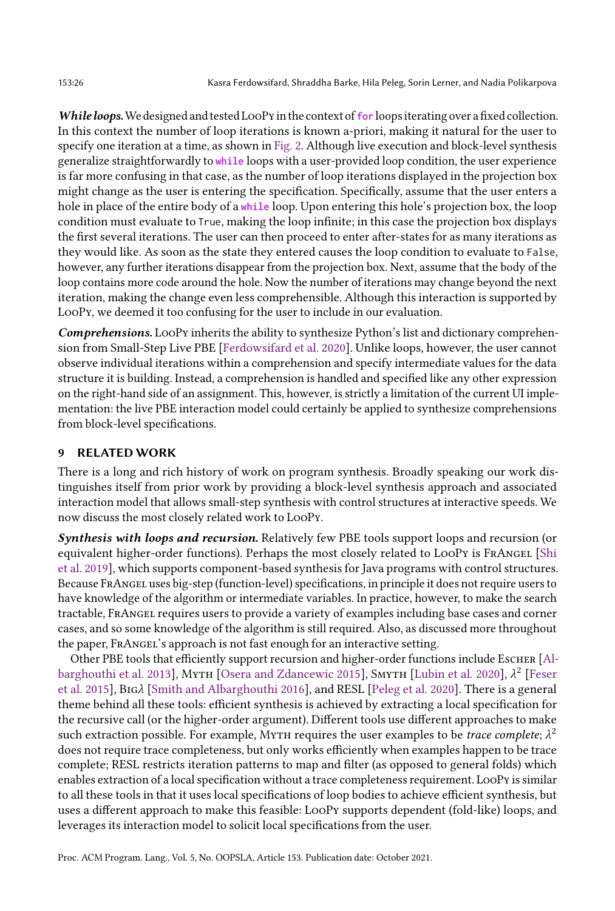***While loops.*** We designed and tested LooPy in the context of `for` loops iterating over a fixed collection. In this context the number of loop iterations is known a-priori, making it natural for the user to specify one iteration at a time, as shown in Fig. 2. Although live execution and block-level synthesis generalize straightforwardly to `while` loops with a user-provided loop condition, the user experience is far more confusing in that case, as the number of loop iterations displayed in the projection box might change as the user is entering the specification. Specifically, assume that the user enters a hole in place of the entire body of a `while` loop. Upon entering this hole's projection box, the loop condition must evaluate to `True`, making the loop infinite; in this case the projection box displays the first several iterations. The user can then proceed to enter after-states for as many iterations as they would like. As soon as the state they entered causes the loop condition to evaluate to `False`, however, any further iterations disappear from the projection box. Next, assume that the body of the loop contains more code around the hole. Now the number of iterations may change beyond the next iteration, making the change even less comprehensible. Although this interaction is supported by LooPy, we deemed it too confusing for the user to include in our evaluation.

***Comprehensions.*** LooPy inherits the ability to synthesize Python's list and dictionary comprehension from Small-Step Live PBE [Ferdowsifard et al. 2020]. Unlike loops, however, the user cannot observe individual iterations within a comprehension and specify intermediate values for the data structure it is building. Instead, a comprehension is handled and specified like any other expression on the right-hand side of an assignment. This, however, is strictly a limitation of the current UI implementation: the live PBE interaction model could certainly be applied to synthesize comprehensions from block-level specifications.

## 9 RELATED WORK

There is a long and rich history of work on program synthesis. Broadly speaking our work distinguishes itself from prior work by providing a block-level synthesis approach and associated interaction model that allows small-step synthesis with control structures at interactive speeds. We now discuss the most closely related work to LooPy.

***Synthesis with loops and recursion.*** Relatively few PBE tools support loops and recursion (or equivalent higher-order functions). Perhaps the most closely related to LooPy is FrAngel [Shi et al. 2019], which supports component-based synthesis for Java programs with control structures. Because FrAngel uses big-step (function-level) specifications, in principle it does not require users to have knowledge of the algorithm or intermediate variables. In practice, however, to make the search tractable, FrAngel requires users to provide a variety of examples including base cases and corner cases, and so some knowledge of the algorithm is still required. Also, as discussed more throughout the paper, FrAngel's approach is not fast enough for an interactive setting.

Other PBE tools that efficiently support recursion and higher-order functions include Escher [Albarghouthi et al. 2013], Myth [Osera and Zdancewic 2015], Smyth [Lubin et al. 2020], $\lambda^2$ [Feser et al. 2015], Big$\lambda$ [Smith and Albarghouthi 2016], and RESL [Peleg et al. 2020]. There is a general theme behind all these tools: efficient synthesis is achieved by extracting a local specification for the recursive call (or the higher-order argument). Different tools use different approaches to make such extraction possible. For example, Myth requires the user examples to be *trace complete*; $\lambda^2$ does not require trace completeness, but only works efficiently when examples happen to be trace complete; RESL restricts iteration patterns to map and filter (as opposed to general folds) which enables extraction of a local specification without a trace completeness requirement. LooPy is similar to all these tools in that it uses local specifications of loop bodies to achieve efficient synthesis, but uses a different approach to make this feasible: LooPy supports dependent (fold-like) loops, and leverages its interaction model to solicit local specifications from the user.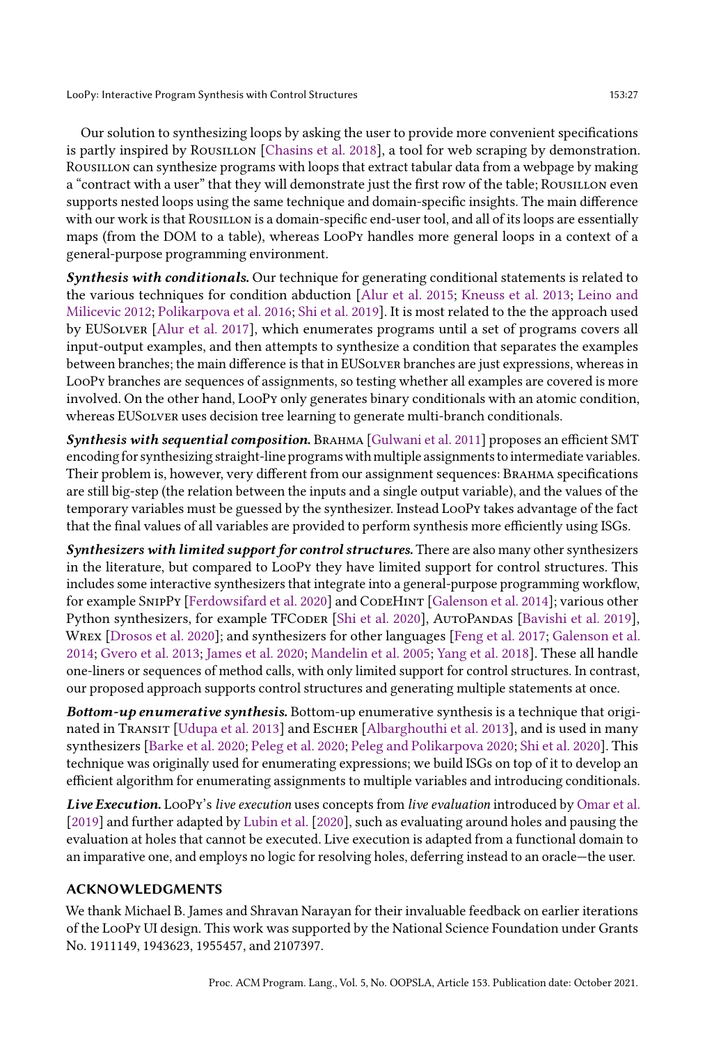Our solution to synthesizing loops by asking the user to provide more convenient specifications is partly inspired by Rousillon [Chasins et al. 2018], a tool for web scraping by demonstration. Rousillon can synthesize programs with loops that extract tabular data from a webpage by making a "contract with a user" that they will demonstrate just the first row of the table; Rousillon even supports nested loops using the same technique and domain-specific insights. The main difference with our work is that Rousillon is a domain-specific end-user tool, and all of its loops are essentially maps (from the DOM to a table), whereas LooPy handles more general loops in a context of a general-purpose programming environment.

***Synthesis with conditionals.*** Our technique for generating conditional statements is related to the various techniques for condition abduction [Alur et al. 2015; Kneuss et al. 2013; Leino and Milicevic 2012; Polikarpova et al. 2016; Shi et al. 2019]. It is most related to the the approach used by EUSolver [Alur et al. 2017], which enumerates programs until a set of programs covers all input-output examples, and then attempts to synthesize a condition that separates the examples between branches; the main difference is that in EUSolver branches are just expressions, whereas in LooPy branches are sequences of assignments, so testing whether all examples are covered is more involved. On the other hand, LooPy only generates binary conditionals with an atomic condition, whereas EUSolver uses decision tree learning to generate multi-branch conditionals.

***Synthesis with sequential composition.*** Brahma [Gulwani et al. 2011] proposes an efficient SMT encoding for synthesizing straight-line programs with multiple assignments to intermediate variables. Their problem is, however, very different from our assignment sequences: Brahma specifications are still big-step (the relation between the inputs and a single output variable), and the values of the temporary variables must be guessed by the synthesizer. Instead LooPy takes advantage of the fact that the final values of all variables are provided to perform synthesis more efficiently using ISGs.

***Synthesizers with limited support for control structures.*** There are also many other synthesizers in the literature, but compared to LooPy they have limited support for control structures. This includes some interactive synthesizers that integrate into a general-purpose programming workflow, for example SnipPy [Ferdowsifard et al. 2020] and CodeHint [Galenson et al. 2014]; various other Python synthesizers, for example TFCoder [Shi et al. 2020], AutoPandas [Bavishi et al. 2019], Wrex [Drosos et al. 2020]; and synthesizers for other languages [Feng et al. 2017; Galenson et al. 2014; Gvero et al. 2013; James et al. 2020; Mandelin et al. 2005; Yang et al. 2018]. These all handle one-liners or sequences of method calls, with only limited support for control structures. In contrast, our proposed approach supports control structures and generating multiple statements at once.

***Bottom-up enumerative synthesis.*** Bottom-up enumerative synthesis is a technique that originated in Transit [Udupa et al. 2013] and Escher [Albarghouthi et al. 2013], and is used in many synthesizers [Barke et al. 2020; Peleg et al. 2020; Peleg and Polikarpova 2020; Shi et al. 2020]. This technique was originally used for enumerating expressions; we build ISGs on top of it to develop an efficient algorithm for enumerating assignments to multiple variables and introducing conditionals.

***Live Execution.*** LooPy's *live execution* uses concepts from *live evaluation* introduced by Omar et al. [2019] and further adapted by Lubin et al. [2020], such as evaluating around holes and pausing the evaluation at holes that cannot be executed. Live execution is adapted from a functional domain to an imparative one, and employs no logic for resolving holes, deferring instead to an oracle—the user.

## ACKNOWLEDGMENTS

We thank Michael B. James and Shravan Narayan for their invaluable feedback on earlier iterations of the LooPy UI design. This work was supported by the National Science Foundation under Grants No. 1911149, 1943623, 1955457, and 2107397.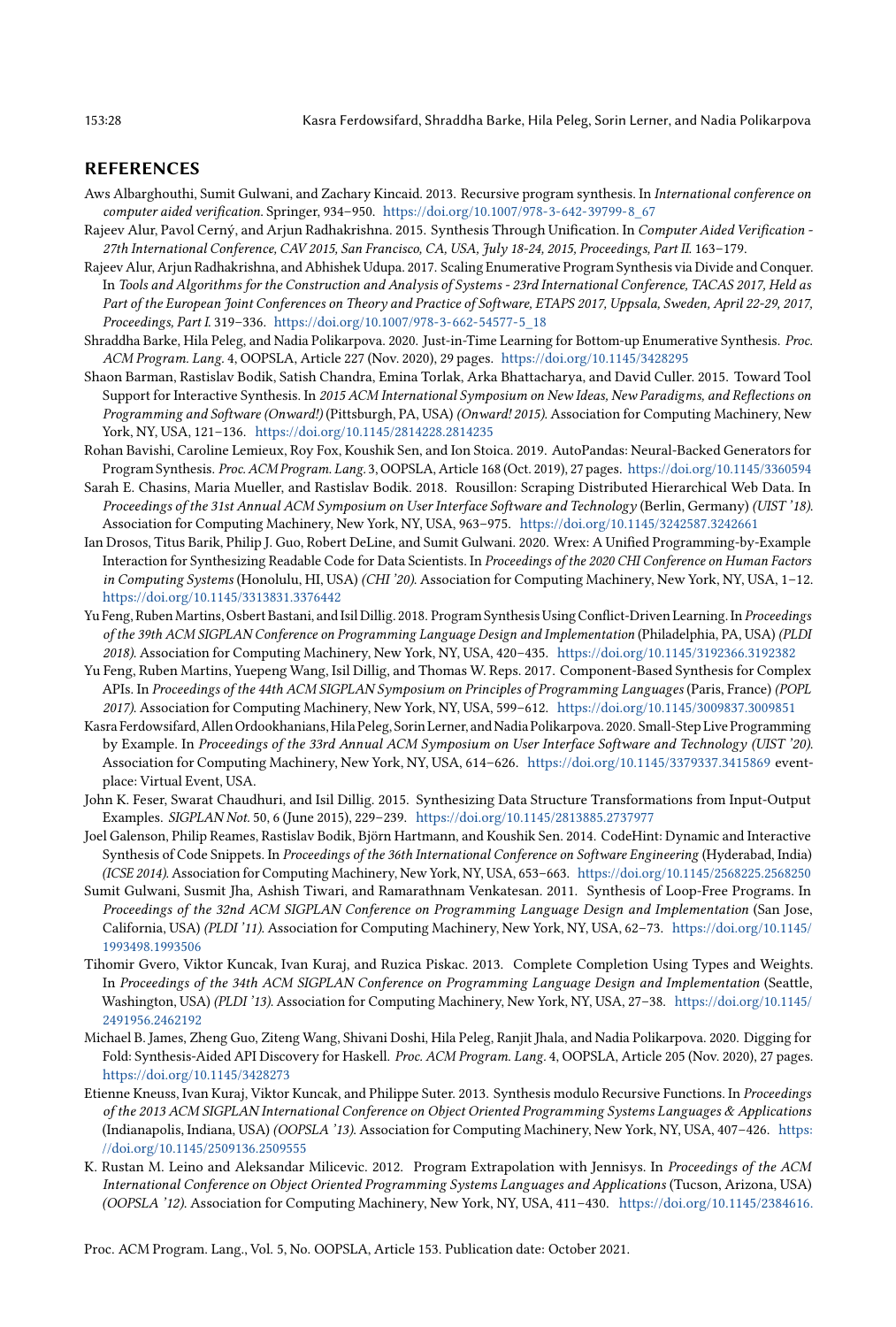## REFERENCES

Aws Albarghouthi, Sumit Gulwani, and Zachary Kincaid. 2013. Recursive program synthesis. In *International conference on computer aided verification*. Springer, 934–950. https://doi.org/10.1007/978-3-642-39799-8_67

Rajeev Alur, Pavol Cerný, and Arjun Radhakrishna. 2015. Synthesis Through Unification. In *Computer Aided Verification - 27th International Conference, CAV 2015, San Francisco, CA, USA, July 18-24, 2015, Proceedings, Part II*. 163–179.

Rajeev Alur, Arjun Radhakrishna, and Abhishek Udupa. 2017. Scaling Enumerative Program Synthesis via Divide and Conquer. In *Tools and Algorithms for the Construction and Analysis of Systems - 23rd International Conference, TACAS 2017, Held as Part of the European Joint Conferences on Theory and Practice of Software, ETAPS 2017, Uppsala, Sweden, April 22-29, 2017, Proceedings, Part I*. 319–336. https://doi.org/10.1007/978-3-662-54577-5_18

Shraddha Barke, Hila Peleg, and Nadia Polikarpova. 2020. Just-in-Time Learning for Bottom-up Enumerative Synthesis. *Proc. ACM Program. Lang.* 4, OOPSLA, Article 227 (Nov. 2020), 29 pages. https://doi.org/10.1145/3428295

Shaon Barman, Rastislav Bodik, Satish Chandra, Emina Torlak, Arka Bhattacharya, and David Culler. 2015. Toward Tool Support for Interactive Synthesis. In *2015 ACM International Symposium on New Ideas, New Paradigms, and Reflections on Programming and Software (Onward!)* (Pittsburgh, PA, USA) *(Onward! 2015)*. Association for Computing Machinery, New York, NY, USA, 121–136. https://doi.org/10.1145/2814228.2814235

Rohan Bavishi, Caroline Lemieux, Roy Fox, Koushik Sen, and Ion Stoica. 2019. AutoPandas: Neural-Backed Generators for Program Synthesis. *Proc. ACM Program. Lang.* 3, OOPSLA, Article 168 (Oct. 2019), 27 pages. https://doi.org/10.1145/3360594

Sarah E. Chasins, Maria Mueller, and Rastislav Bodik. 2018. Rousillon: Scraping Distributed Hierarchical Web Data. In *Proceedings of the 31st Annual ACM Symposium on User Interface Software and Technology* (Berlin, Germany) *(UIST '18)*. Association for Computing Machinery, New York, NY, USA, 963–975. https://doi.org/10.1145/3242587.3242661

Ian Drosos, Titus Barik, Philip J. Guo, Robert DeLine, and Sumit Gulwani. 2020. Wrex: A Unified Programming-by-Example Interaction for Synthesizing Readable Code for Data Scientists. In *Proceedings of the 2020 CHI Conference on Human Factors in Computing Systems* (Honolulu, HI, USA) *(CHI '20)*. Association for Computing Machinery, New York, NY, USA, 1–12. https://doi.org/10.1145/3313831.3376442

Yu Feng, Ruben Martins, Osbert Bastani, and Isil Dillig. 2018. Program Synthesis Using Conflict-Driven Learning. In *Proceedings of the 39th ACM SIGPLAN Conference on Programming Language Design and Implementation* (Philadelphia, PA, USA) *(PLDI 2018)*. Association for Computing Machinery, New York, NY, USA, 420–435. https://doi.org/10.1145/3192366.3192382

Yu Feng, Ruben Martins, Yuepeng Wang, Isil Dillig, and Thomas W. Reps. 2017. Component-Based Synthesis for Complex APIs. In *Proceedings of the 44th ACM SIGPLAN Symposium on Principles of Programming Languages* (Paris, France) *(POPL 2017)*. Association for Computing Machinery, New York, NY, USA, 599–612. https://doi.org/10.1145/3009837.3009851

Kasra Ferdowsifard, Allen Ordookhanians, Hila Peleg, Sorin Lerner, and Nadia Polikarpova. 2020. Small-Step Live Programming by Example. In *Proceedings of the 33rd Annual ACM Symposium on User Interface Software and Technology (UIST '20)*. Association for Computing Machinery, New York, NY, USA, 614–626. https://doi.org/10.1145/3379337.3415869 event-place: Virtual Event, USA.

John K. Feser, Swarat Chaudhuri, and Isil Dillig. 2015. Synthesizing Data Structure Transformations from Input-Output Examples. *SIGPLAN Not.* 50, 6 (June 2015), 229–239. https://doi.org/10.1145/2813885.2737977

Joel Galenson, Philip Reames, Rastislav Bodik, Björn Hartmann, and Koushik Sen. 2014. CodeHint: Dynamic and Interactive Synthesis of Code Snippets. In *Proceedings of the 36th International Conference on Software Engineering* (Hyderabad, India) *(ICSE 2014)*. Association for Computing Machinery, New York, NY, USA, 653–663. https://doi.org/10.1145/2568225.2568250

Sumit Gulwani, Susmit Jha, Ashish Tiwari, and Ramarathnam Venkatesan. 2011. Synthesis of Loop-Free Programs. In *Proceedings of the 32nd ACM SIGPLAN Conference on Programming Language Design and Implementation* (San Jose, California, USA) *(PLDI '11)*. Association for Computing Machinery, New York, NY, USA, 62–73. https://doi.org/10.1145/1993498.1993506

Tihomir Gvero, Viktor Kuncak, Ivan Kuraj, and Ruzica Piskac. 2013. Complete Completion Using Types and Weights. In *Proceedings of the 34th ACM SIGPLAN Conference on Programming Language Design and Implementation* (Seattle, Washington, USA) *(PLDI '13)*. Association for Computing Machinery, New York, NY, USA, 27–38. https://doi.org/10.1145/2491956.2462192

Michael B. James, Zheng Guo, Ziteng Wang, Shivani Doshi, Hila Peleg, Ranjit Jhala, and Nadia Polikarpova. 2020. Digging for Fold: Synthesis-Aided API Discovery for Haskell. *Proc. ACM Program. Lang.* 4, OOPSLA, Article 205 (Nov. 2020), 27 pages. https://doi.org/10.1145/3428273

Etienne Kneuss, Ivan Kuraj, Viktor Kuncak, and Philippe Suter. 2013. Synthesis modulo Recursive Functions. In *Proceedings of the 2013 ACM SIGPLAN International Conference on Object Oriented Programming Systems Languages & Applications* (Indianapolis, Indiana, USA) *(OOPSLA '13)*. Association for Computing Machinery, New York, NY, USA, 407–426. https://doi.org/10.1145/2509136.2509555

K. Rustan M. Leino and Aleksandar Milicevic. 2012. Program Extrapolation with Jennisys. In *Proceedings of the ACM International Conference on Object Oriented Programming Systems Languages and Applications* (Tucson, Arizona, USA) *(OOPSLA '12)*. Association for Computing Machinery, New York, NY, USA, 411–430. https://doi.org/10.1145/2384616.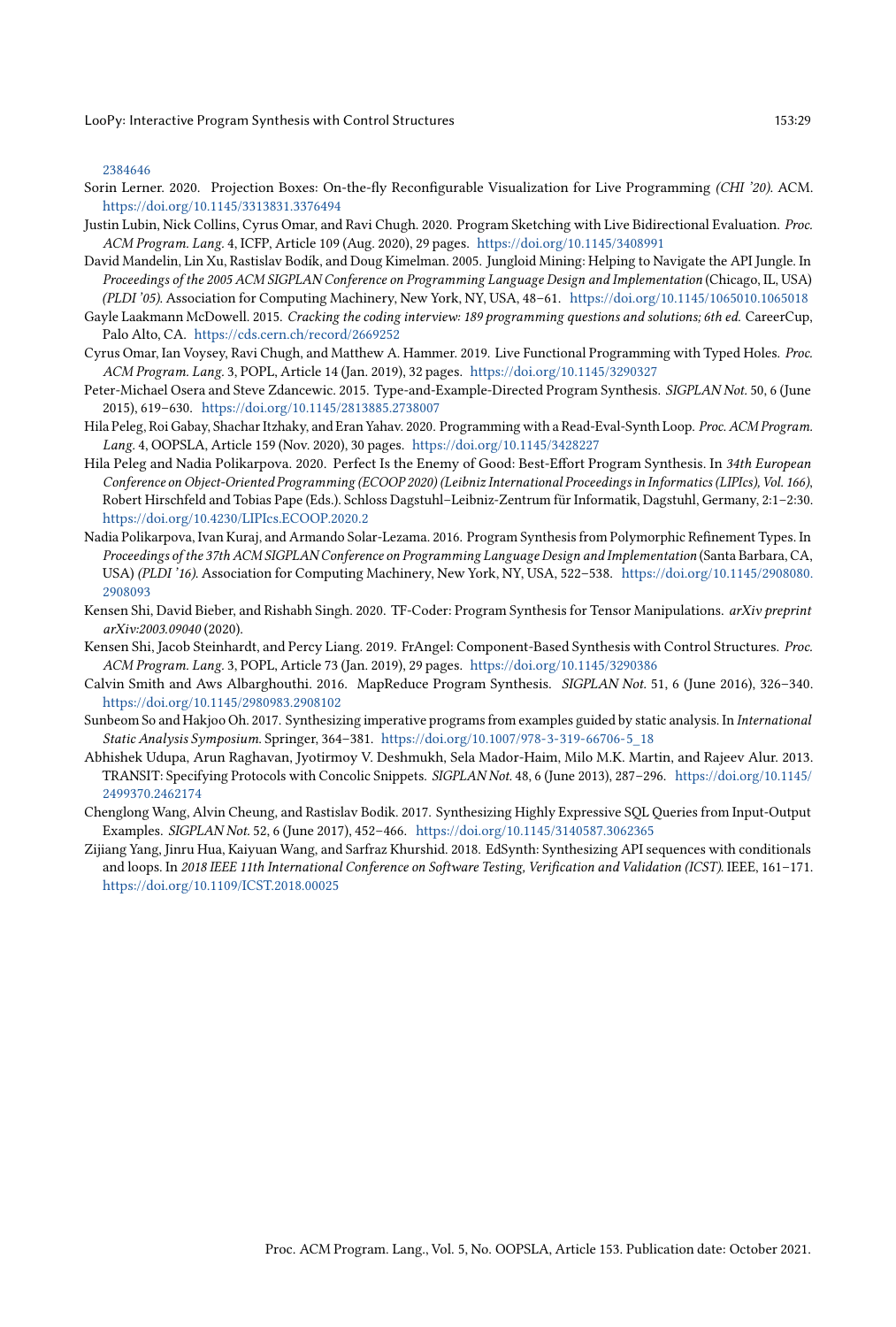2384646

Sorin Lerner. 2020. Projection Boxes: On-the-fly Reconfigurable Visualization for Live Programming *(CHI '20)*. ACM. https://doi.org/10.1145/3313831.3376494

Justin Lubin, Nick Collins, Cyrus Omar, and Ravi Chugh. 2020. Program Sketching with Live Bidirectional Evaluation. *Proc. ACM Program. Lang.* 4, ICFP, Article 109 (Aug. 2020), 29 pages. https://doi.org/10.1145/3408991

David Mandelin, Lin Xu, Rastislav Bodík, and Doug Kimelman. 2005. Jungloid Mining: Helping to Navigate the API Jungle. In *Proceedings of the 2005 ACM SIGPLAN Conference on Programming Language Design and Implementation* (Chicago, IL, USA) *(PLDI '05)*. Association for Computing Machinery, New York, NY, USA, 48–61. https://doi.org/10.1145/1065010.1065018

Gayle Laakmann McDowell. 2015. *Cracking the coding interview: 189 programming questions and solutions; 6th ed.* CareerCup, Palo Alto, CA. https://cds.cern.ch/record/2669252

Cyrus Omar, Ian Voysey, Ravi Chugh, and Matthew A. Hammer. 2019. Live Functional Programming with Typed Holes. *Proc. ACM Program. Lang.* 3, POPL, Article 14 (Jan. 2019), 32 pages. https://doi.org/10.1145/3290327

Peter-Michael Osera and Steve Zdancewic. 2015. Type-and-Example-Directed Program Synthesis. *SIGPLAN Not.* 50, 6 (June 2015), 619–630. https://doi.org/10.1145/2813885.2738007

Hila Peleg, Roi Gabay, Shachar Itzhaky, and Eran Yahav. 2020. Programming with a Read-Eval-Synth Loop. *Proc. ACM Program. Lang.* 4, OOPSLA, Article 159 (Nov. 2020), 30 pages. https://doi.org/10.1145/3428227

Hila Peleg and Nadia Polikarpova. 2020. Perfect Is the Enemy of Good: Best-Effort Program Synthesis. In *34th European Conference on Object-Oriented Programming (ECOOP 2020) (Leibniz International Proceedings in Informatics (LIPIcs), Vol. 166)*, Robert Hirschfeld and Tobias Pape (Eds.). Schloss Dagstuhl–Leibniz-Zentrum für Informatik, Dagstuhl, Germany, 2:1–2:30. https://doi.org/10.4230/LIPIcs.ECOOP.2020.2

Nadia Polikarpova, Ivan Kuraj, and Armando Solar-Lezama. 2016. Program Synthesis from Polymorphic Refinement Types. In *Proceedings of the 37th ACM SIGPLAN Conference on Programming Language Design and Implementation* (Santa Barbara, CA, USA) *(PLDI '16)*. Association for Computing Machinery, New York, NY, USA, 522–538. https://doi.org/10.1145/2908080.2908093

Kensen Shi, David Bieber, and Rishabh Singh. 2020. TF-Coder: Program Synthesis for Tensor Manipulations. *arXiv preprint arXiv:2003.09040* (2020).

Kensen Shi, Jacob Steinhardt, and Percy Liang. 2019. FrAngel: Component-Based Synthesis with Control Structures. *Proc. ACM Program. Lang.* 3, POPL, Article 73 (Jan. 2019), 29 pages. https://doi.org/10.1145/3290386

Calvin Smith and Aws Albarghouthi. 2016. MapReduce Program Synthesis. *SIGPLAN Not.* 51, 6 (June 2016), 326–340. https://doi.org/10.1145/2980983.2908102

Sunbeom So and Hakjoo Oh. 2017. Synthesizing imperative programs from examples guided by static analysis. In *International Static Analysis Symposium*. Springer, 364–381. https://doi.org/10.1007/978-3-319-66706-5_18

Abhishek Udupa, Arun Raghavan, Jyotirmoy V. Deshmukh, Sela Mador-Haim, Milo M.K. Martin, and Rajeev Alur. 2013. TRANSIT: Specifying Protocols with Concolic Snippets. *SIGPLAN Not.* 48, 6 (June 2013), 287–296. https://doi.org/10.1145/2499370.2462174

Chenglong Wang, Alvin Cheung, and Rastislav Bodik. 2017. Synthesizing Highly Expressive SQL Queries from Input-Output Examples. *SIGPLAN Not.* 52, 6 (June 2017), 452–466. https://doi.org/10.1145/3140587.3062365

Zijiang Yang, Jinru Hua, Kaiyuan Wang, and Sarfraz Khurshid. 2018. EdSynth: Synthesizing API sequences with conditionals and loops. In *2018 IEEE 11th International Conference on Software Testing, Verification and Validation (ICST)*. IEEE, 161–171. https://doi.org/10.1109/ICST.2018.00025